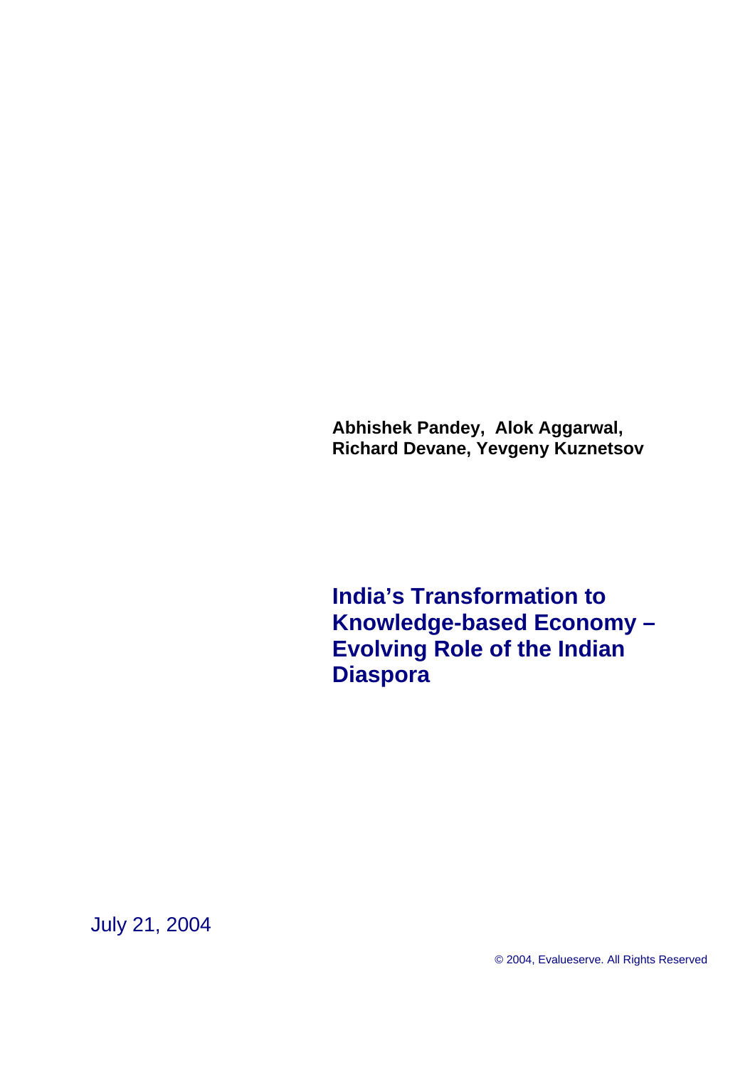**Abhishek Pandey, Alok Aggarwal, Richard Devane, Yevgeny Kuznetsov**

# India's Transformation to Knowledge-based Economy – Evolving Role of the Indian Diaspora

July 21, 2004

© 2004, Evalueserve. All Rights Reserved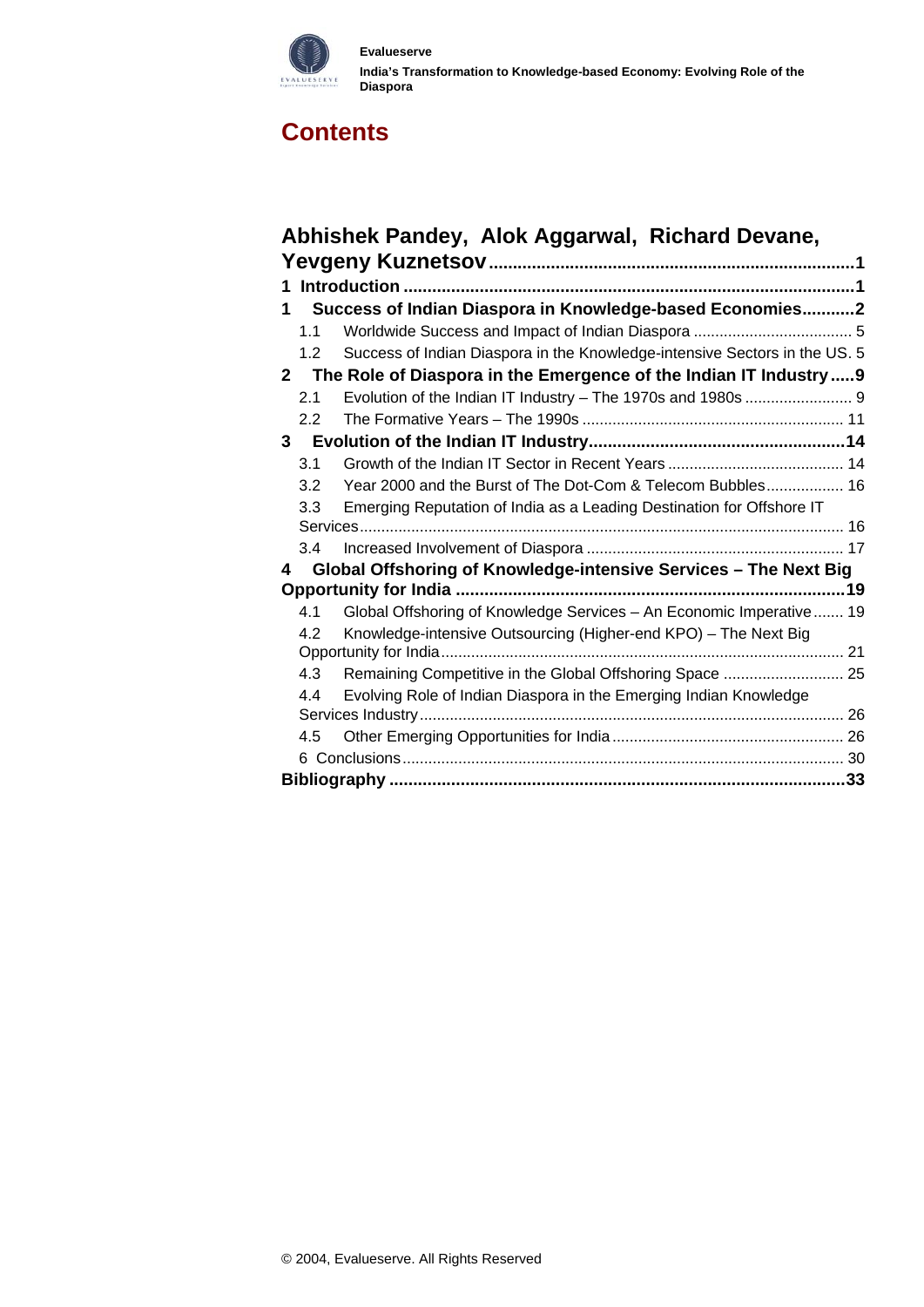# Contents

**Abhishek Pandey, Alok Aggarwal, Richard Devane, Yevgeny Kuznetsov** .............................................................................1

**1 Introduction** ...............................................................................................1

**1 Success of Indian Diaspora in Knowledge-based Economies**...........2

- 1.1 Worldwide Success and Impact of Indian Diaspora .................................... 5
- 1.2 Success of Indian Diaspora in the Knowledge-intensive Sectors in the US. 5

**2 The Role of Diaspora in the Emergence of the Indian IT Industry**.....9

- 2.1 Evolution of the Indian IT Industry – The 1970s and 1980s ......................... 9
- 2.2 The Formative Years – The 1990s ............................................................ 11

**3 Evolution of the Indian IT Industry**.....................................................14

- 3.1 Growth of the Indian IT Sector in Recent Years ......................................... 14
- 3.2 Year 2000 and the Burst of The Dot-Com & Telecom Bubbles.................. 16
- 3.3 Emerging Reputation of India as a Leading Destination for Offshore IT Services................................................................................................. 16
- 3.4 Increased Involvement of Diaspora ........................................................... 17

**4 Global Offshoring of Knowledge-intensive Services – The Next Big Opportunity for India** ................................................................................19

- 4.1 Global Offshoring of Knowledge Services – An Economic Imperative ....... 19
- 4.2 Knowledge-intensive Outsourcing (Higher-end KPO) – The Next Big Opportunity for India.............................................................................. 21
- 4.3 Remaining Competitive in the Global Offshoring Space ............................ 25
- 4.4 Evolving Role of Indian Diaspora in the Emerging Indian Knowledge Services Industry.................................................................................. 26
- 4.5 Other Emerging Opportunities for India ...................................................... 26
- 6 Conclusions..................................................................................................... 30

**Bibliography** ...............................................................................................33

© 2004, Evalueserve. All Rights Reserved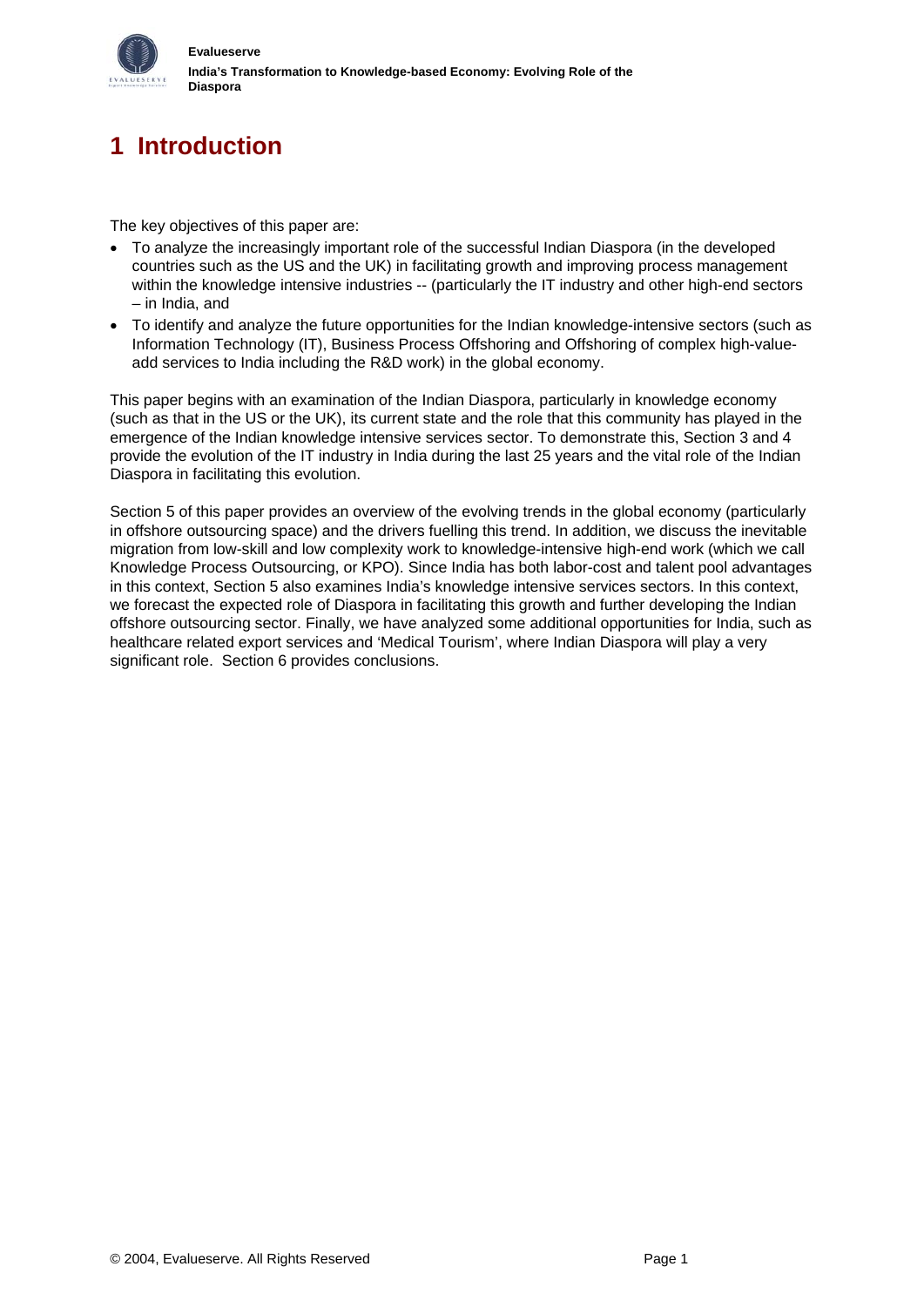# 1 Introduction

The key objectives of this paper are:

- To analyze the increasingly important role of the successful Indian Diaspora (in the developed countries such as the US and the UK) in facilitating growth and improving process management within the knowledge intensive industries -- (particularly the IT industry and other high-end sectors – in India, and
- To identify and analyze the future opportunities for the Indian knowledge-intensive sectors (such as Information Technology (IT), Business Process Offshoring and Offshoring of complex high-value-add services to India including the R&D work) in the global economy.

This paper begins with an examination of the Indian Diaspora, particularly in knowledge economy (such as that in the US or the UK), its current state and the role that this community has played in the emergence of the Indian knowledge intensive services sector. To demonstrate this, Section 3 and 4 provide the evolution of the IT industry in India during the last 25 years and the vital role of the Indian Diaspora in facilitating this evolution.

Section 5 of this paper provides an overview of the evolving trends in the global economy (particularly in offshore outsourcing space) and the drivers fuelling this trend. In addition, we discuss the inevitable migration from low-skill and low complexity work to knowledge-intensive high-end work (which we call Knowledge Process Outsourcing, or KPO). Since India has both labor-cost and talent pool advantages in this context, Section 5 also examines India's knowledge intensive services sectors. In this context, we forecast the expected role of Diaspora in facilitating this growth and further developing the Indian offshore outsourcing sector. Finally, we have analyzed some additional opportunities for India, such as healthcare related export services and 'Medical Tourism', where Indian Diaspora will play a very significant role. Section 6 provides conclusions.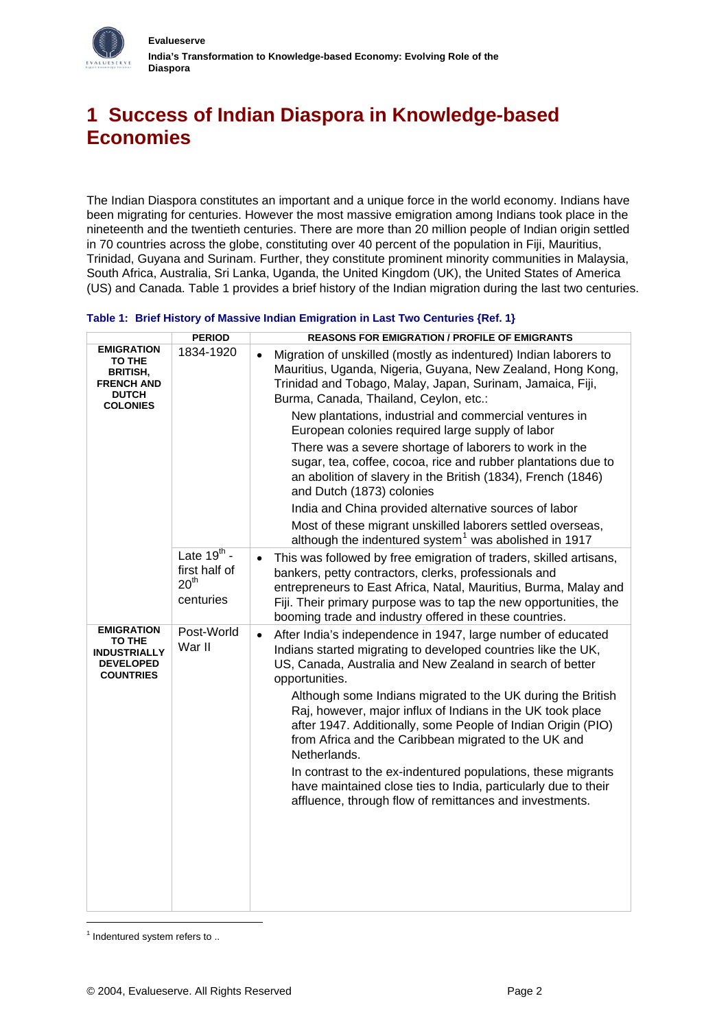# 1 Success of Indian Diaspora in Knowledge-based Economies

The Indian Diaspora constitutes an important and a unique force in the world economy. Indians have been migrating for centuries. However the most massive emigration among Indians took place in the nineteenth and the twentieth centuries. There are more than 20 million people of Indian origin settled in 70 countries across the globe, constituting over 40 percent of the population in Fiji, Mauritius, Trinidad, Guyana and Surinam. Further, they constitute prominent minority communities in Malaysia, South Africa, Australia, Sri Lanka, Uganda, the United Kingdom (UK), the United States of America (US) and Canada. Table 1 provides a brief history of the Indian migration during the last two centuries.

**Table 1: Brief History of Massive Indian Emigration in Last Two Centuries {Ref. 1}**

| | PERIOD | REASONS FOR EMIGRATION / PROFILE OF EMIGRANTS |
|---|---|---|
| **EMIGRATION TO THE BRITISH, FRENCH AND DUTCH COLONIES** | 1834-1920 | • Migration of unskilled (mostly as indentured) Indian laborers to Mauritius, Uganda, Nigeria, Guyana, New Zealand, Hong Kong, Trinidad and Tobago, Malay, Japan, Surinam, Jamaica, Fiji, Burma, Canada, Thailand, Ceylon, etc.: <br> New plantations, industrial and commercial ventures in European colonies required large supply of labor <br> There was a severe shortage of laborers to work in the sugar, tea, coffee, cocoa, rice and rubber plantations due to an abolition of slavery in the British (1834), French (1846) and Dutch (1873) colonies <br> India and China provided alternative sources of labor <br> Most of these migrant unskilled laborers settled overseas, although the indentured system[1] was abolished in 1917 |
| | Late 19th - first half of 20th centuries | • This was followed by free emigration of traders, skilled artisans, bankers, petty contractors, clerks, professionals and entrepreneurs to East Africa, Natal, Mauritius, Burma, Malay and Fiji. Their primary purpose was to tap the new opportunities, the booming trade and industry offered in these countries. |
| **EMIGRATION TO THE INDUSTRIALLY DEVELOPED COUNTRIES** | Post-World War II | • After India's independence in 1947, large number of educated Indians started migrating to developed countries like the UK, US, Canada, Australia and New Zealand in search of better opportunities. <br> Although some Indians migrated to the UK during the British Raj, however, major influx of Indians in the UK took place after 1947. Additionally, some People of Indian Origin (PIO) from Africa and the Caribbean migrated to the UK and Netherlands. <br> In contrast to the ex-indentured populations, these migrants have maintained close ties to India, particularly due to their affluence, through flow of remittances and investments. |

[1] Indentured system refers to ..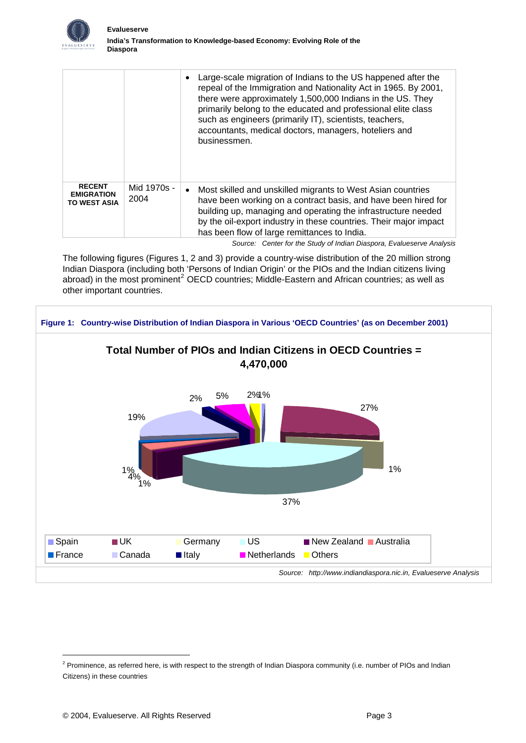| | | |
|---|---|---|
| | | • Large-scale migration of Indians to the US happened after the repeal of the Immigration and Nationality Act in 1965. By 2001, there were approximately 1,500,000 Indians in the US. They primarily belong to the educated and professional elite class such as engineers (primarily IT), scientists, teachers, accountants, medical doctors, managers, hoteliers and businessmen. |
| **RECENT EMIGRATION TO WEST ASIA** | Mid 1970s - 2004 | • Most skilled and unskilled migrants to West Asian countries have been working on a contract basis, and have been hired for building up, managing and operating the infrastructure needed by the oil-export industry in these countries. Their major impact has been flow of large remittances to India. |

*Source: Center for the Study of Indian Diaspora, Evalueserve Analysis*

The following figures (Figures 1, 2 and 3) provide a country-wise distribution of the 20 million strong Indian Diaspora (including both 'Persons of Indian Origin' or the PIOs and the Indian citizens living abroad) in the most prominent[2] OECD countries; Middle-Eastern and African countries; as well as other important countries.

**Figure 1: Country-wise Distribution of Indian Diaspora in Various 'OECD Countries' (as on December 2001)**

**Total Number of PIOs and Indian Citizens in OECD Countries = 4,470,000**

27%, 1%, 37%, 1%, 4%, 1%, 19%, 2%, 5%, 2%, 1%

Spain, UK, Germany, US, New Zealand, Australia, France, Canada, Italy, Netherlands, Others

*Source: http://www.indiandiaspora.nic.in, Evalueserve Analysis*

[2] Prominence, as referred here, is with respect to the strength of Indian Diaspora community (i.e. number of PIOs and Indian Citizens) in these countries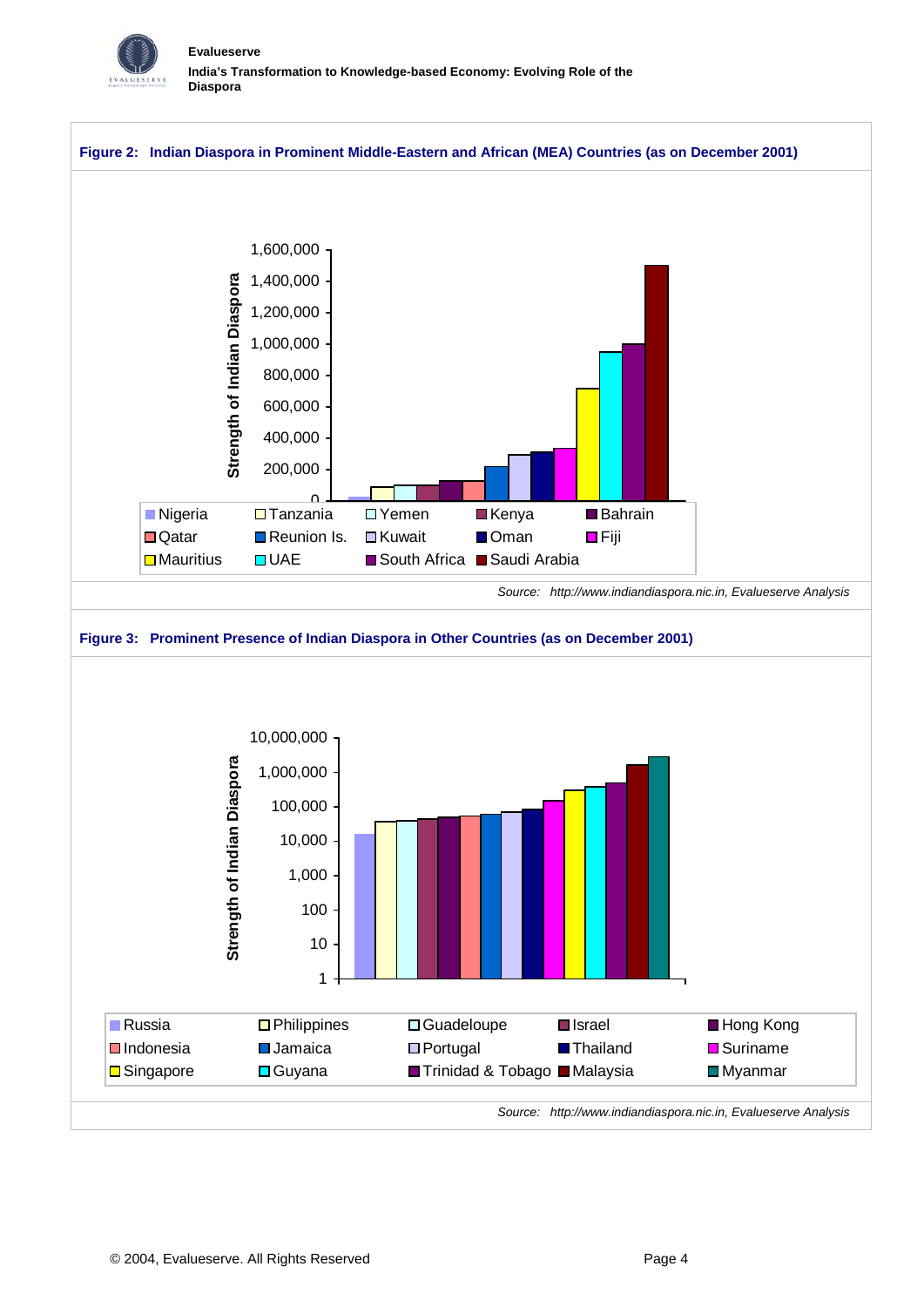**Figure 2: Indian Diaspora in Prominent Middle-Eastern and African (MEA) Countries (as on December 2001)**

*Source: http://www.indiandiaspora.nic.in, Evalueserve Analysis*

**Figure 3: Prominent Presence of Indian Diaspora in Other Countries (as on December 2001)**

*Source: http://www.indiandiaspora.nic.in, Evalueserve Analysis*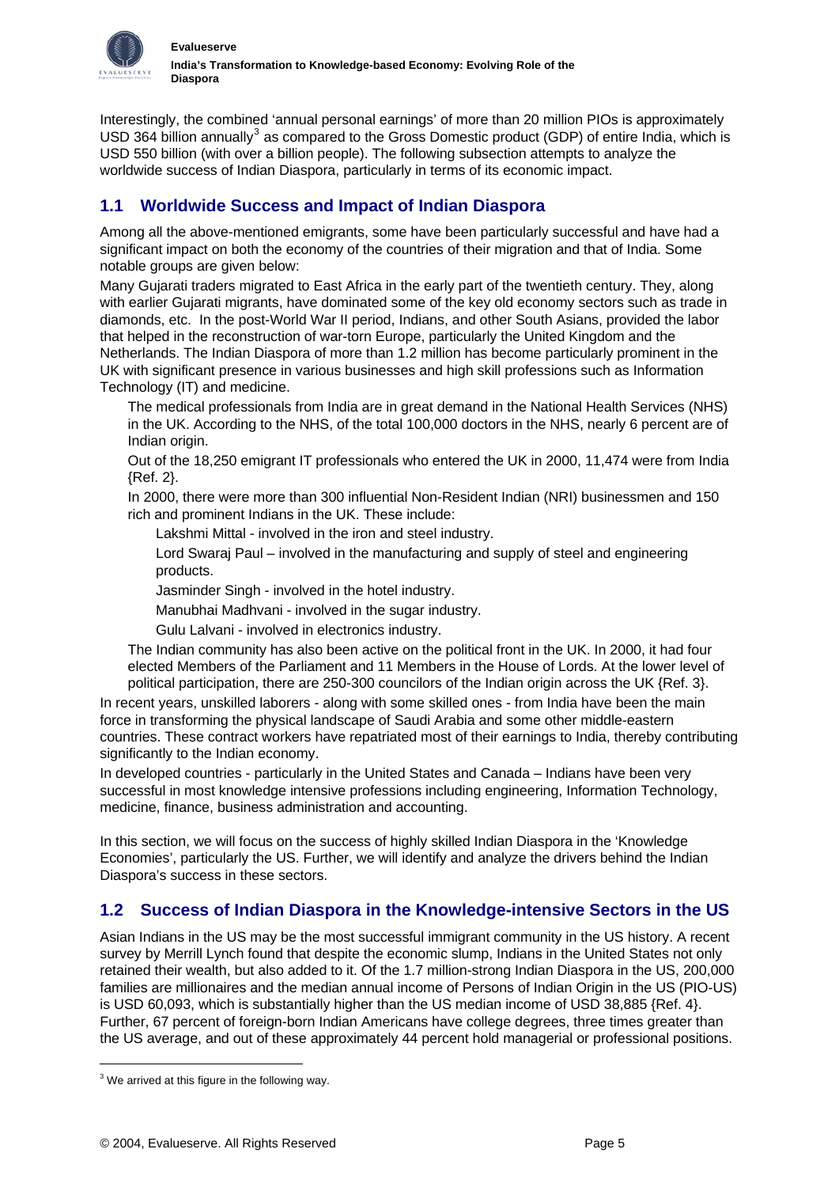Interestingly, the combined 'annual personal earnings' of more than 20 million PIOs is approximately USD 364 billion annually[3] as compared to the Gross Domestic product (GDP) of entire India, which is USD 550 billion (with over a billion people). The following subsection attempts to analyze the worldwide success of Indian Diaspora, particularly in terms of its economic impact.

## 1.1 Worldwide Success and Impact of Indian Diaspora

Among all the above-mentioned emigrants, some have been particularly successful and have had a significant impact on both the economy of the countries of their migration and that of India. Some notable groups are given below:

Many Gujarati traders migrated to East Africa in the early part of the twentieth century. They, along with earlier Gujarati migrants, have dominated some of the key old economy sectors such as trade in diamonds, etc. In the post-World War II period, Indians, and other South Asians, provided the labor that helped in the reconstruction of war-torn Europe, particularly the United Kingdom and the Netherlands. The Indian Diaspora of more than 1.2 million has become particularly prominent in the UK with significant presence in various businesses and high skill professions such as Information Technology (IT) and medicine.

- The medical professionals from India are in great demand in the National Health Services (NHS) in the UK. According to the NHS, of the total 100,000 doctors in the NHS, nearly 6 percent are of Indian origin.
- Out of the 18,250 emigrant IT professionals who entered the UK in 2000, 11,474 were from India {Ref. 2}.
- In 2000, there were more than 300 influential Non-Resident Indian (NRI) businessmen and 150 rich and prominent Indians in the UK. These include:
  - Lakshmi Mittal - involved in the iron and steel industry.
  - Lord Swaraj Paul – involved in the manufacturing and supply of steel and engineering products.
  - Jasminder Singh - involved in the hotel industry.
  - Manubhai Madhvani - involved in the sugar industry.
  - Gulu Lalvani - involved in electronics industry.
- The Indian community has also been active on the political front in the UK. In 2000, it had four elected Members of the Parliament and 11 Members in the House of Lords. At the lower level of political participation, there are 250-300 councilors of the Indian origin across the UK {Ref. 3}.

In recent years, unskilled laborers - along with some skilled ones - from India have been the main force in transforming the physical landscape of Saudi Arabia and some other middle-eastern countries. These contract workers have repatriated most of their earnings to India, thereby contributing significantly to the Indian economy.

In developed countries - particularly in the United States and Canada – Indians have been very successful in most knowledge intensive professions including engineering, Information Technology, medicine, finance, business administration and accounting.

In this section, we will focus on the success of highly skilled Indian Diaspora in the 'Knowledge Economies', particularly the US. Further, we will identify and analyze the drivers behind the Indian Diaspora's success in these sectors.

## 1.2 Success of Indian Diaspora in the Knowledge-intensive Sectors in the US

Asian Indians in the US may be the most successful immigrant community in the US history. A recent survey by Merrill Lynch found that despite the economic slump, Indians in the United States not only retained their wealth, but also added to it. Of the 1.7 million-strong Indian Diaspora in the US, 200,000 families are millionaires and the median annual income of Persons of Indian Origin in the US (PIO-US) is USD 60,093, which is substantially higher than the US median income of USD 38,885 {Ref. 4}. Further, 67 percent of foreign-born Indian Americans have college degrees, three times greater than the US average, and out of these approximately 44 percent hold managerial or professional positions.

---

[3] We arrived at this figure in the following way.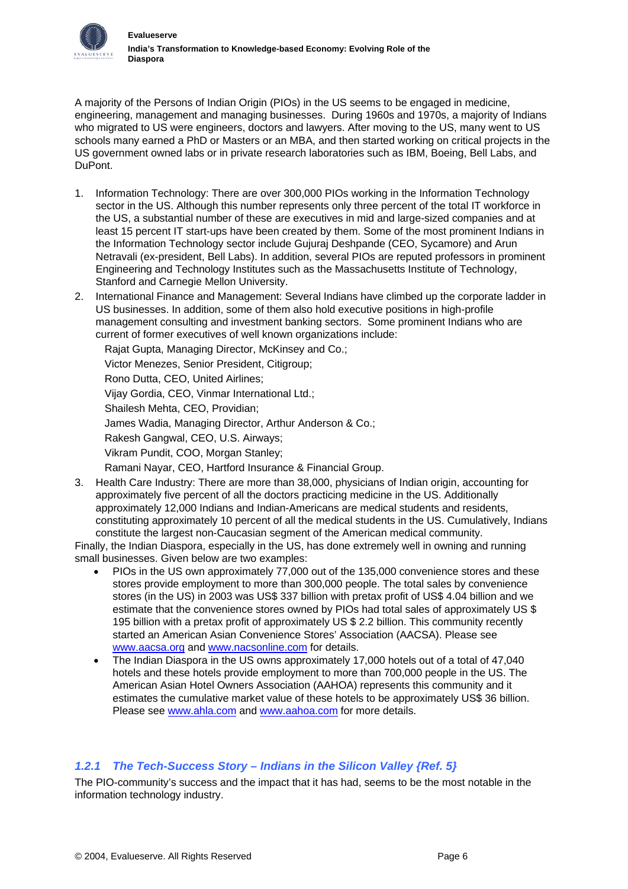A majority of the Persons of Indian Origin (PIOs) in the US seems to be engaged in medicine, engineering, management and managing businesses. During 1960s and 1970s, a majority of Indians who migrated to US were engineers, doctors and lawyers. After moving to the US, many went to US schools many earned a PhD or Masters or an MBA, and then started working on critical projects in the US government owned labs or in private research laboratories such as IBM, Boeing, Bell Labs, and DuPont.

1. Information Technology: There are over 300,000 PIOs working in the Information Technology sector in the US. Although this number represents only three percent of the total IT workforce in the US, a substantial number of these are executives in mid and large-sized companies and at least 15 percent IT start-ups have been created by them. Some of the most prominent Indians in the Information Technology sector include Gujuraj Deshpande (CEO, Sycamore) and Arun Netravali (ex-president, Bell Labs). In addition, several PIOs are reputed professors in prominent Engineering and Technology Institutes such as the Massachusetts Institute of Technology, Stanford and Carnegie Mellon University.
2. International Finance and Management: Several Indians have climbed up the corporate ladder in US businesses. In addition, some of them also hold executive positions in high-profile management consulting and investment banking sectors. Some prominent Indians who are current of former executives of well known organizations include:

   Rajat Gupta, Managing Director, McKinsey and Co.;

   Victor Menezes, Senior President, Citigroup;

   Rono Dutta, CEO, United Airlines;

   Vijay Gordia, CEO, Vinmar International Ltd.;

   Shailesh Mehta, CEO, Providian;

   James Wadia, Managing Director, Arthur Anderson & Co.;

   Rakesh Gangwal, CEO, U.S. Airways;

   Vikram Pundit, COO, Morgan Stanley;

   Ramani Nayar, CEO, Hartford Insurance & Financial Group.
3. Health Care Industry: There are more than 38,000, physicians of Indian origin, accounting for approximately five percent of all the doctors practicing medicine in the US. Additionally approximately 12,000 Indians and Indian-Americans are medical students and residents, constituting approximately 10 percent of all the medical students in the US. Cumulatively, Indians constitute the largest non-Caucasian segment of the American medical community.

Finally, the Indian Diaspora, especially in the US, has done extremely well in owning and running small businesses. Given below are two examples:

- PIOs in the US own approximately 77,000 out of the 135,000 convenience stores and these stores provide employment to more than 300,000 people. The total sales by convenience stores (in the US) in 2003 was US$ 337 billion with pretax profit of US$ 4.04 billion and we estimate that the convenience stores owned by PIOs had total sales of approximately US $ 195 billion with a pretax profit of approximately US $ 2.2 billion. This community recently started an American Asian Convenience Stores' Association (AACSA). Please see www.aacsa.org and www.nacsonline.com for details.
- The Indian Diaspora in the US owns approximately 17,000 hotels out of a total of 47,040 hotels and these hotels provide employment to more than 700,000 people in the US. The American Asian Hotel Owners Association (AAHOA) represents this community and it estimates the cumulative market value of these hotels to be approximately US$ 36 billion. Please see www.ahla.com and www.aahoa.com for more details.

### *1.2.1 The Tech-Success Story – Indians in the Silicon Valley {Ref. 5}*

The PIO-community's success and the impact that it has had, seems to be the most notable in the information technology industry.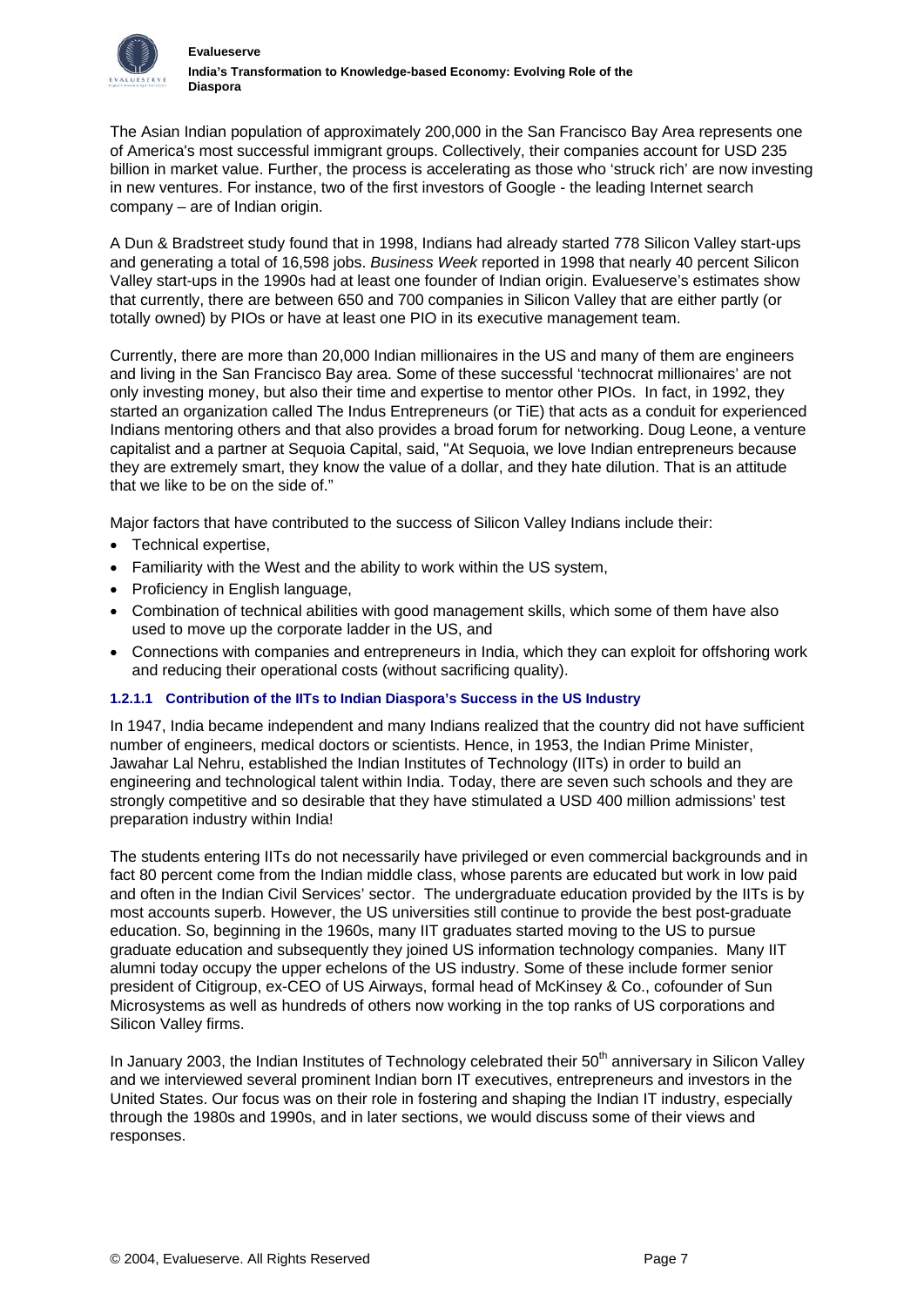The Asian Indian population of approximately 200,000 in the San Francisco Bay Area represents one of America's most successful immigrant groups. Collectively, their companies account for USD 235 billion in market value. Further, the process is accelerating as those who 'struck rich' are now investing in new ventures. For instance, two of the first investors of Google - the leading Internet search company – are of Indian origin.

A Dun & Bradstreet study found that in 1998, Indians had already started 778 Silicon Valley start-ups and generating a total of 16,598 jobs. *Business Week* reported in 1998 that nearly 40 percent Silicon Valley start-ups in the 1990s had at least one founder of Indian origin. Evalueserve's estimates show that currently, there are between 650 and 700 companies in Silicon Valley that are either partly (or totally owned) by PIOs or have at least one PIO in its executive management team.

Currently, there are more than 20,000 Indian millionaires in the US and many of them are engineers and living in the San Francisco Bay area. Some of these successful 'technocrat millionaires' are not only investing money, but also their time and expertise to mentor other PIOs. In fact, in 1992, they started an organization called The Indus Entrepreneurs (or TiE) that acts as a conduit for experienced Indians mentoring others and that also provides a broad forum for networking. Doug Leone, a venture capitalist and a partner at Sequoia Capital, said, "At Sequoia, we love Indian entrepreneurs because they are extremely smart, they know the value of a dollar, and they hate dilution. That is an attitude that we like to be on the side of."

Major factors that have contributed to the success of Silicon Valley Indians include their:

- Technical expertise,
- Familiarity with the West and the ability to work within the US system,
- Proficiency in English language,
- Combination of technical abilities with good management skills, which some of them have also used to move up the corporate ladder in the US, and
- Connections with companies and entrepreneurs in India, which they can exploit for offshoring work and reducing their operational costs (without sacrificing quality).

#### 1.2.1.1 Contribution of the IITs to Indian Diaspora's Success in the US Industry

In 1947, India became independent and many Indians realized that the country did not have sufficient number of engineers, medical doctors or scientists. Hence, in 1953, the Indian Prime Minister, Jawahar Lal Nehru, established the Indian Institutes of Technology (IITs) in order to build an engineering and technological talent within India. Today, there are seven such schools and they are strongly competitive and so desirable that they have stimulated a USD 400 million admissions' test preparation industry within India!

The students entering IITs do not necessarily have privileged or even commercial backgrounds and in fact 80 percent come from the Indian middle class, whose parents are educated but work in low paid and often in the Indian Civil Services' sector. The undergraduate education provided by the IITs is by most accounts superb. However, the US universities still continue to provide the best post-graduate education. So, beginning in the 1960s, many IIT graduates started moving to the US to pursue graduate education and subsequently they joined US information technology companies. Many IIT alumni today occupy the upper echelons of the US industry. Some of these include former senior president of Citigroup, ex-CEO of US Airways, formal head of McKinsey & Co., cofounder of Sun Microsystems as well as hundreds of others now working in the top ranks of US corporations and Silicon Valley firms.

In January 2003, the Indian Institutes of Technology celebrated their 50th anniversary in Silicon Valley and we interviewed several prominent Indian born IT executives, entrepreneurs and investors in the United States. Our focus was on their role in fostering and shaping the Indian IT industry, especially through the 1980s and 1990s, and in later sections, we would discuss some of their views and responses.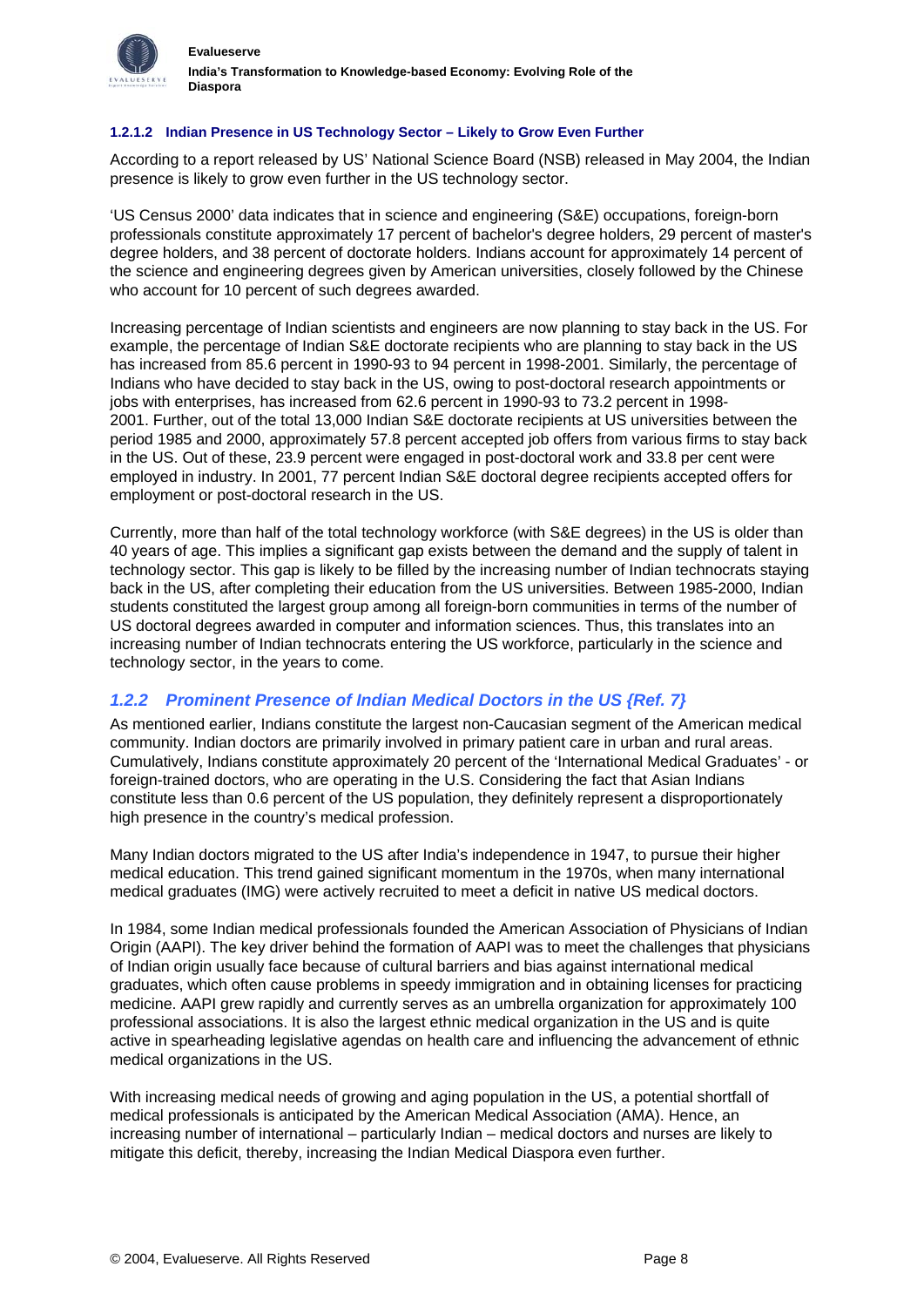#### 1.2.1.2 Indian Presence in US Technology Sector – Likely to Grow Even Further

According to a report released by US' National Science Board (NSB) released in May 2004, the Indian presence is likely to grow even further in the US technology sector.

'US Census 2000' data indicates that in science and engineering (S&E) occupations, foreign-born professionals constitute approximately 17 percent of bachelor's degree holders, 29 percent of master's degree holders, and 38 percent of doctorate holders. Indians account for approximately 14 percent of the science and engineering degrees given by American universities, closely followed by the Chinese who account for 10 percent of such degrees awarded.

Increasing percentage of Indian scientists and engineers are now planning to stay back in the US. For example, the percentage of Indian S&E doctorate recipients who are planning to stay back in the US has increased from 85.6 percent in 1990-93 to 94 percent in 1998-2001. Similarly, the percentage of Indians who have decided to stay back in the US, owing to post-doctoral research appointments or jobs with enterprises, has increased from 62.6 percent in 1990-93 to 73.2 percent in 1998-2001. Further, out of the total 13,000 Indian S&E doctorate recipients at US universities between the period 1985 and 2000, approximately 57.8 percent accepted job offers from various firms to stay back in the US. Out of these, 23.9 percent were engaged in post-doctoral work and 33.8 per cent were employed in industry. In 2001, 77 percent Indian S&E doctoral degree recipients accepted offers for employment or post-doctoral research in the US.

Currently, more than half of the total technology workforce (with S&E degrees) in the US is older than 40 years of age. This implies a significant gap exists between the demand and the supply of talent in technology sector. This gap is likely to be filled by the increasing number of Indian technocrats staying back in the US, after completing their education from the US universities. Between 1985-2000, Indian students constituted the largest group among all foreign-born communities in terms of the number of US doctoral degrees awarded in computer and information sciences. Thus, this translates into an increasing number of Indian technocrats entering the US workforce, particularly in the science and technology sector, in the years to come.

### *1.2.2 Prominent Presence of Indian Medical Doctors in the US {Ref. 7}*

As mentioned earlier, Indians constitute the largest non-Caucasian segment of the American medical community. Indian doctors are primarily involved in primary patient care in urban and rural areas. Cumulatively, Indians constitute approximately 20 percent of the 'International Medical Graduates' - or foreign-trained doctors, who are operating in the U.S. Considering the fact that Asian Indians constitute less than 0.6 percent of the US population, they definitely represent a disproportionately high presence in the country's medical profession.

Many Indian doctors migrated to the US after India's independence in 1947, to pursue their higher medical education. This trend gained significant momentum in the 1970s, when many international medical graduates (IMG) were actively recruited to meet a deficit in native US medical doctors.

In 1984, some Indian medical professionals founded the American Association of Physicians of Indian Origin (AAPI). The key driver behind the formation of AAPI was to meet the challenges that physicians of Indian origin usually face because of cultural barriers and bias against international medical graduates, which often cause problems in speedy immigration and in obtaining licenses for practicing medicine. AAPI grew rapidly and currently serves as an umbrella organization for approximately 100 professional associations. It is also the largest ethnic medical organization in the US and is quite active in spearheading legislative agendas on health care and influencing the advancement of ethnic medical organizations in the US.

With increasing medical needs of growing and aging population in the US, a potential shortfall of medical professionals is anticipated by the American Medical Association (AMA). Hence, an increasing number of international – particularly Indian – medical doctors and nurses are likely to mitigate this deficit, thereby, increasing the Indian Medical Diaspora even further.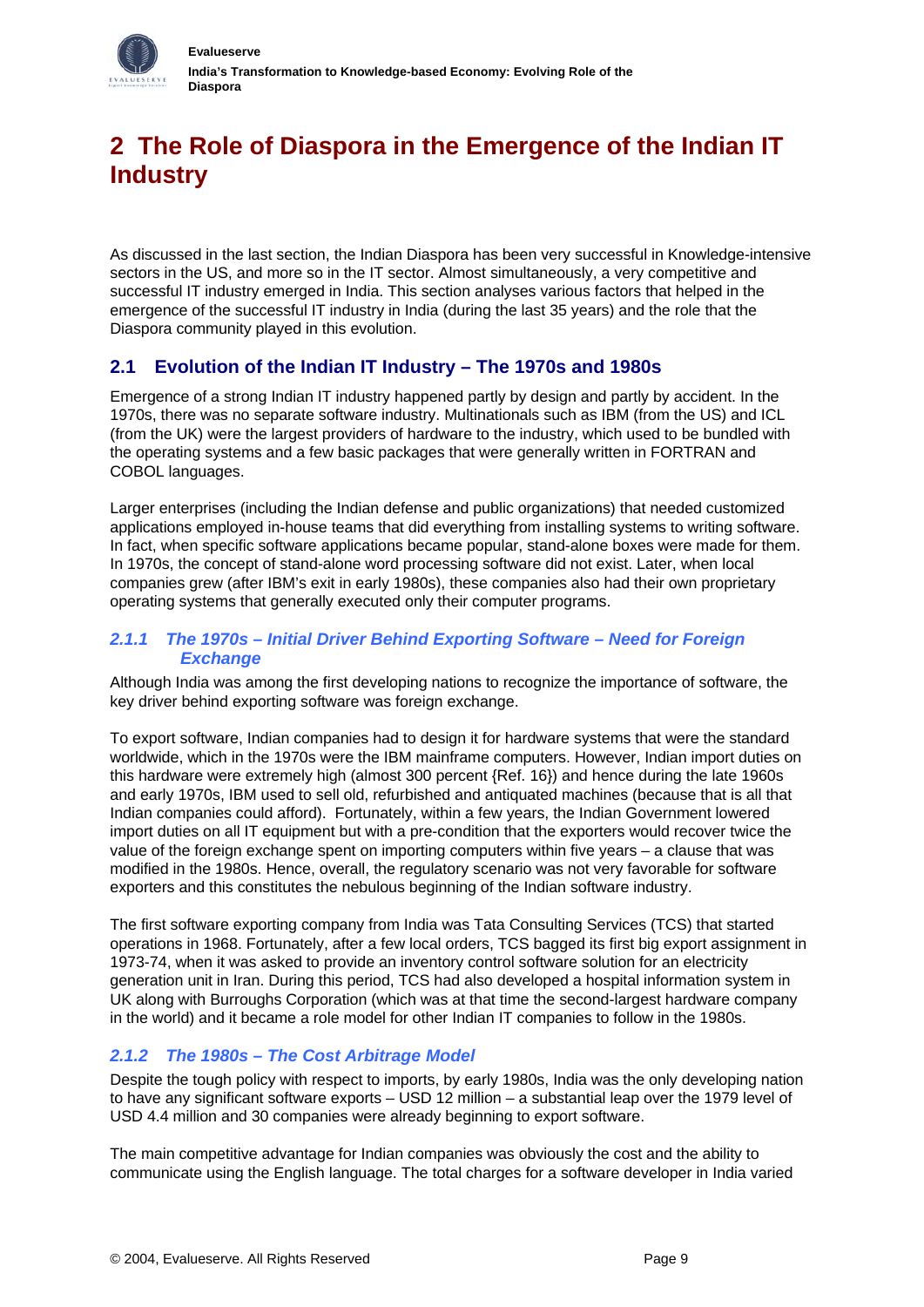# 2 The Role of Diaspora in the Emergence of the Indian IT Industry

As discussed in the last section, the Indian Diaspora has been very successful in Knowledge-intensive sectors in the US, and more so in the IT sector. Almost simultaneously, a very competitive and successful IT industry emerged in India. This section analyses various factors that helped in the emergence of the successful IT industry in India (during the last 35 years) and the role that the Diaspora community played in this evolution.

## 2.1 Evolution of the Indian IT Industry – The 1970s and 1980s

Emergence of a strong Indian IT industry happened partly by design and partly by accident. In the 1970s, there was no separate software industry. Multinationals such as IBM (from the US) and ICL (from the UK) were the largest providers of hardware to the industry, which used to be bundled with the operating systems and a few basic packages that were generally written in FORTRAN and COBOL languages.

Larger enterprises (including the Indian defense and public organizations) that needed customized applications employed in-house teams that did everything from installing systems to writing software. In fact, when specific software applications became popular, stand-alone boxes were made for them. In 1970s, the concept of stand-alone word processing software did not exist. Later, when local companies grew (after IBM's exit in early 1980s), these companies also had their own proprietary operating systems that generally executed only their computer programs.

### *2.1.1 The 1970s – Initial Driver Behind Exporting Software – Need for Foreign Exchange*

Although India was among the first developing nations to recognize the importance of software, the key driver behind exporting software was foreign exchange.

To export software, Indian companies had to design it for hardware systems that were the standard worldwide, which in the 1970s were the IBM mainframe computers. However, Indian import duties on this hardware were extremely high (almost 300 percent {Ref. 16}) and hence during the late 1960s and early 1970s, IBM used to sell old, refurbished and antiquated machines (because that is all that Indian companies could afford). Fortunately, within a few years, the Indian Government lowered import duties on all IT equipment but with a pre-condition that the exporters would recover twice the value of the foreign exchange spent on importing computers within five years – a clause that was modified in the 1980s. Hence, overall, the regulatory scenario was not very favorable for software exporters and this constitutes the nebulous beginning of the Indian software industry.

The first software exporting company from India was Tata Consulting Services (TCS) that started operations in 1968. Fortunately, after a few local orders, TCS bagged its first big export assignment in 1973-74, when it was asked to provide an inventory control software solution for an electricity generation unit in Iran. During this period, TCS had also developed a hospital information system in UK along with Burroughs Corporation (which was at that time the second-largest hardware company in the world) and it became a role model for other Indian IT companies to follow in the 1980s.

### *2.1.2 The 1980s – The Cost Arbitrage Model*

Despite the tough policy with respect to imports, by early 1980s, India was the only developing nation to have any significant software exports – USD 12 million – a substantial leap over the 1979 level of USD 4.4 million and 30 companies were already beginning to export software.

The main competitive advantage for Indian companies was obviously the cost and the ability to communicate using the English language. The total charges for a software developer in India varied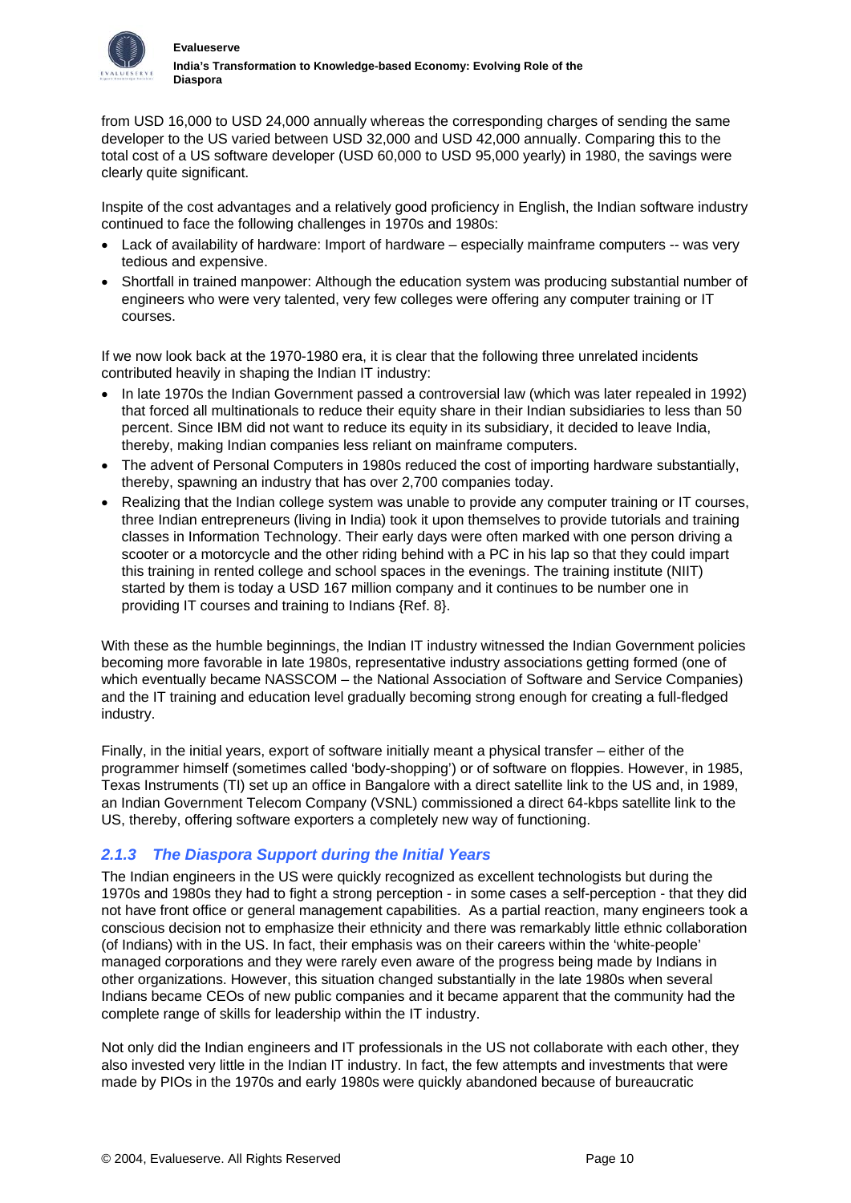from USD 16,000 to USD 24,000 annually whereas the corresponding charges of sending the same developer to the US varied between USD 32,000 and USD 42,000 annually. Comparing this to the total cost of a US software developer (USD 60,000 to USD 95,000 yearly) in 1980, the savings were clearly quite significant.

Inspite of the cost advantages and a relatively good proficiency in English, the Indian software industry continued to face the following challenges in 1970s and 1980s:

- Lack of availability of hardware: Import of hardware – especially mainframe computers -- was very tedious and expensive.
- Shortfall in trained manpower: Although the education system was producing substantial number of engineers who were very talented, very few colleges were offering any computer training or IT courses.

If we now look back at the 1970-1980 era, it is clear that the following three unrelated incidents contributed heavily in shaping the Indian IT industry:

- In late 1970s the Indian Government passed a controversial law (which was later repealed in 1992) that forced all multinationals to reduce their equity share in their Indian subsidiaries to less than 50 percent. Since IBM did not want to reduce its equity in its subsidiary, it decided to leave India, thereby, making Indian companies less reliant on mainframe computers.
- The advent of Personal Computers in 1980s reduced the cost of importing hardware substantially, thereby, spawning an industry that has over 2,700 companies today.
- Realizing that the Indian college system was unable to provide any computer training or IT courses, three Indian entrepreneurs (living in India) took it upon themselves to provide tutorials and training classes in Information Technology. Their early days were often marked with one person driving a scooter or a motorcycle and the other riding behind with a PC in his lap so that they could impart this training in rented college and school spaces in the evenings. The training institute (NIIT) started by them is today a USD 167 million company and it continues to be number one in providing IT courses and training to Indians {Ref. 8}.

With these as the humble beginnings, the Indian IT industry witnessed the Indian Government policies becoming more favorable in late 1980s, representative industry associations getting formed (one of which eventually became NASSCOM – the National Association of Software and Service Companies) and the IT training and education level gradually becoming strong enough for creating a full-fledged industry.

Finally, in the initial years, export of software initially meant a physical transfer – either of the programmer himself (sometimes called 'body-shopping') or of software on floppies. However, in 1985, Texas Instruments (TI) set up an office in Bangalore with a direct satellite link to the US and, in 1989, an Indian Government Telecom Company (VSNL) commissioned a direct 64-kbps satellite link to the US, thereby, offering software exporters a completely new way of functioning.

### *2.1.3 The Diaspora Support during the Initial Years*

The Indian engineers in the US were quickly recognized as excellent technologists but during the 1970s and 1980s they had to fight a strong perception - in some cases a self-perception - that they did not have front office or general management capabilities. As a partial reaction, many engineers took a conscious decision not to emphasize their ethnicity and there was remarkably little ethnic collaboration (of Indians) with in the US. In fact, their emphasis was on their careers within the 'white-people' managed corporations and they were rarely even aware of the progress being made by Indians in other organizations. However, this situation changed substantially in the late 1980s when several Indians became CEOs of new public companies and it became apparent that the community had the complete range of skills for leadership within the IT industry.

Not only did the Indian engineers and IT professionals in the US not collaborate with each other, they also invested very little in the Indian IT industry. In fact, the few attempts and investments that were made by PIOs in the 1970s and early 1980s were quickly abandoned because of bureaucratic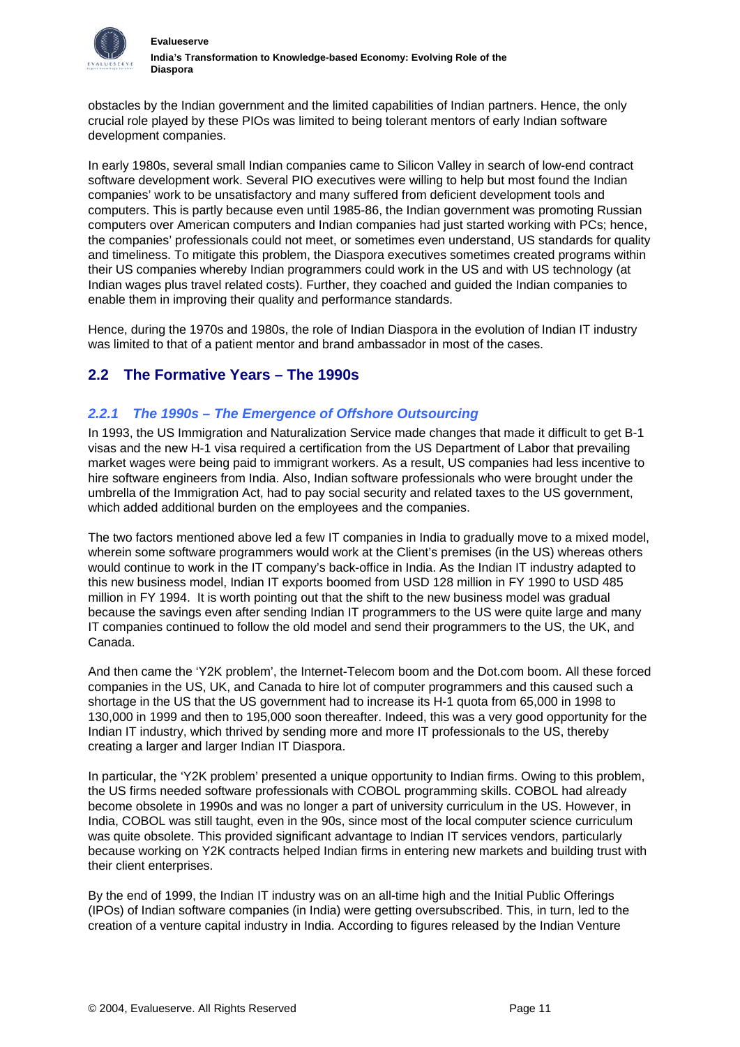obstacles by the Indian government and the limited capabilities of Indian partners. Hence, the only crucial role played by these PIOs was limited to being tolerant mentors of early Indian software development companies.

In early 1980s, several small Indian companies came to Silicon Valley in search of low-end contract software development work. Several PIO executives were willing to help but most found the Indian companies' work to be unsatisfactory and many suffered from deficient development tools and computers. This is partly because even until 1985-86, the Indian government was promoting Russian computers over American computers and Indian companies had just started working with PCs; hence, the companies' professionals could not meet, or sometimes even understand, US standards for quality and timeliness. To mitigate this problem, the Diaspora executives sometimes created programs within their US companies whereby Indian programmers could work in the US and with US technology (at Indian wages plus travel related costs). Further, they coached and guided the Indian companies to enable them in improving their quality and performance standards.

Hence, during the 1970s and 1980s, the role of Indian Diaspora in the evolution of Indian IT industry was limited to that of a patient mentor and brand ambassador in most of the cases.

## 2.2 The Formative Years – The 1990s

### *2.2.1 The 1990s – The Emergence of Offshore Outsourcing*

In 1993, the US Immigration and Naturalization Service made changes that made it difficult to get B-1 visas and the new H-1 visa required a certification from the US Department of Labor that prevailing market wages were being paid to immigrant workers. As a result, US companies had less incentive to hire software engineers from India. Also, Indian software professionals who were brought under the umbrella of the Immigration Act, had to pay social security and related taxes to the US government, which added additional burden on the employees and the companies.

The two factors mentioned above led a few IT companies in India to gradually move to a mixed model, wherein some software programmers would work at the Client's premises (in the US) whereas others would continue to work in the IT company's back-office in India. As the Indian IT industry adapted to this new business model, Indian IT exports boomed from USD 128 million in FY 1990 to USD 485 million in FY 1994. It is worth pointing out that the shift to the new business model was gradual because the savings even after sending Indian IT programmers to the US were quite large and many IT companies continued to follow the old model and send their programmers to the US, the UK, and Canada.

And then came the 'Y2K problem', the Internet-Telecom boom and the Dot.com boom. All these forced companies in the US, UK, and Canada to hire lot of computer programmers and this caused such a shortage in the US that the US government had to increase its H-1 quota from 65,000 in 1998 to 130,000 in 1999 and then to 195,000 soon thereafter. Indeed, this was a very good opportunity for the Indian IT industry, which thrived by sending more and more IT professionals to the US, thereby creating a larger and larger Indian IT Diaspora.

In particular, the 'Y2K problem' presented a unique opportunity to Indian firms. Owing to this problem, the US firms needed software professionals with COBOL programming skills. COBOL had already become obsolete in 1990s and was no longer a part of university curriculum in the US. However, in India, COBOL was still taught, even in the 90s, since most of the local computer science curriculum was quite obsolete. This provided significant advantage to Indian IT services vendors, particularly because working on Y2K contracts helped Indian firms in entering new markets and building trust with their client enterprises.

By the end of 1999, the Indian IT industry was on an all-time high and the Initial Public Offerings (IPOs) of Indian software companies (in India) were getting oversubscribed. This, in turn, led to the creation of a venture capital industry in India. According to figures released by the Indian Venture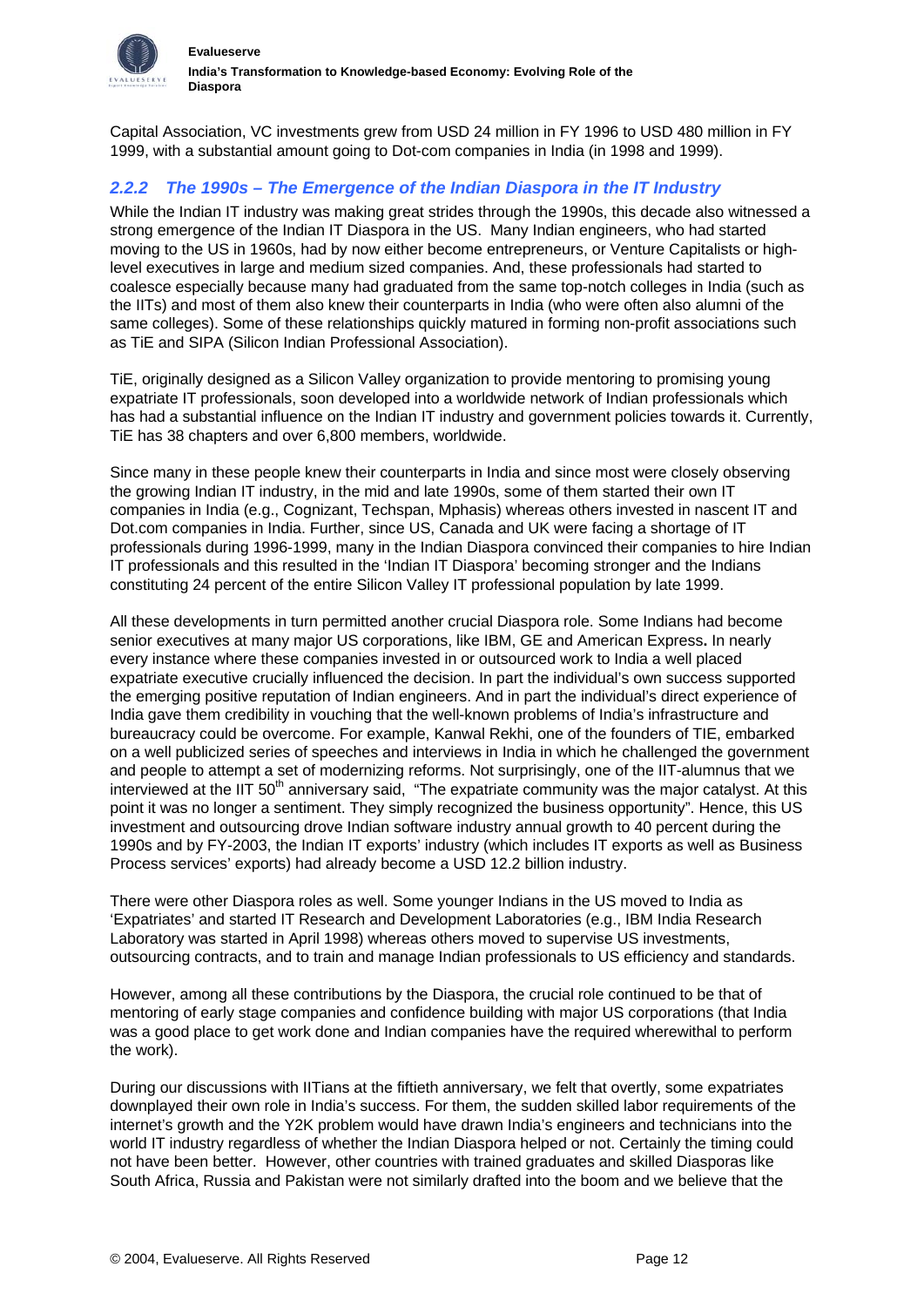Capital Association, VC investments grew from USD 24 million in FY 1996 to USD 480 million in FY 1999, with a substantial amount going to Dot-com companies in India (in 1998 and 1999).

### *2.2.2 The 1990s – The Emergence of the Indian Diaspora in the IT Industry*

While the Indian IT industry was making great strides through the 1990s, this decade also witnessed a strong emergence of the Indian IT Diaspora in the US. Many Indian engineers, who had started moving to the US in 1960s, had by now either become entrepreneurs, or Venture Capitalists or high-level executives in large and medium sized companies. And, these professionals had started to coalesce especially because many had graduated from the same top-notch colleges in India (such as the IITs) and most of them also knew their counterparts in India (who were often also alumni of the same colleges). Some of these relationships quickly matured in forming non-profit associations such as TiE and SIPA (Silicon Indian Professional Association).

TiE, originally designed as a Silicon Valley organization to provide mentoring to promising young expatriate IT professionals, soon developed into a worldwide network of Indian professionals which has had a substantial influence on the Indian IT industry and government policies towards it. Currently, TiE has 38 chapters and over 6,800 members, worldwide.

Since many in these people knew their counterparts in India and since most were closely observing the growing Indian IT industry, in the mid and late 1990s, some of them started their own IT companies in India (e.g., Cognizant, Techspan, Mphasis) whereas others invested in nascent IT and Dot.com companies in India. Further, since US, Canada and UK were facing a shortage of IT professionals during 1996-1999, many in the Indian Diaspora convinced their companies to hire Indian IT professionals and this resulted in the 'Indian IT Diaspora' becoming stronger and the Indians constituting 24 percent of the entire Silicon Valley IT professional population by late 1999.

All these developments in turn permitted another crucial Diaspora role. Some Indians had become senior executives at many major US corporations, like IBM, GE and American Express**.** In nearly every instance where these companies invested in or outsourced work to India a well placed expatriate executive crucially influenced the decision. In part the individual's own success supported the emerging positive reputation of Indian engineers. And in part the individual's direct experience of India gave them credibility in vouching that the well-known problems of India's infrastructure and bureaucracy could be overcome. For example, Kanwal Rekhi, one of the founders of TIE, embarked on a well publicized series of speeches and interviews in India in which he challenged the government and people to attempt a set of modernizing reforms. Not surprisingly, one of the IIT-alumnus that we interviewed at the IIT 50th anniversary said, "The expatriate community was the major catalyst. At this point it was no longer a sentiment. They simply recognized the business opportunity". Hence, this US investment and outsourcing drove Indian software industry annual growth to 40 percent during the 1990s and by FY-2003, the Indian IT exports' industry (which includes IT exports as well as Business Process services' exports) had already become a USD 12.2 billion industry.

There were other Diaspora roles as well. Some younger Indians in the US moved to India as 'Expatriates' and started IT Research and Development Laboratories (e.g., IBM India Research Laboratory was started in April 1998) whereas others moved to supervise US investments, outsourcing contracts, and to train and manage Indian professionals to US efficiency and standards.

However, among all these contributions by the Diaspora, the crucial role continued to be that of mentoring of early stage companies and confidence building with major US corporations (that India was a good place to get work done and Indian companies have the required wherewithal to perform the work).

During our discussions with IITians at the fiftieth anniversary, we felt that overtly, some expatriates downplayed their own role in India's success. For them, the sudden skilled labor requirements of the internet's growth and the Y2K problem would have drawn India's engineers and technicians into the world IT industry regardless of whether the Indian Diaspora helped or not. Certainly the timing could not have been better. However, other countries with trained graduates and skilled Diasporas like South Africa, Russia and Pakistan were not similarly drafted into the boom and we believe that the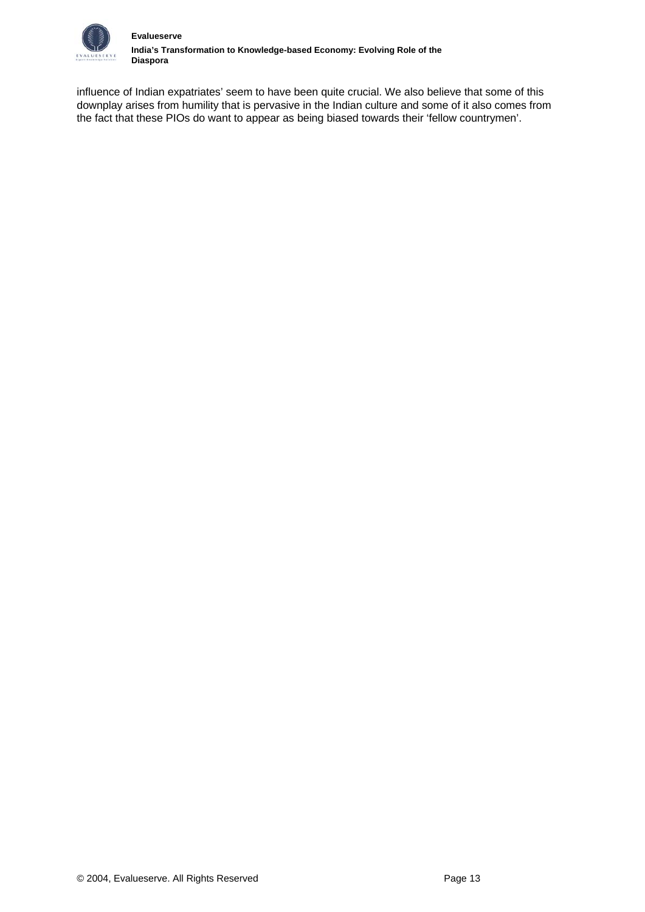influence of Indian expatriates' seem to have been quite crucial. We also believe that some of this downplay arises from humility that is pervasive in the Indian culture and some of it also comes from the fact that these PIOs do want to appear as being biased towards their 'fellow countrymen'.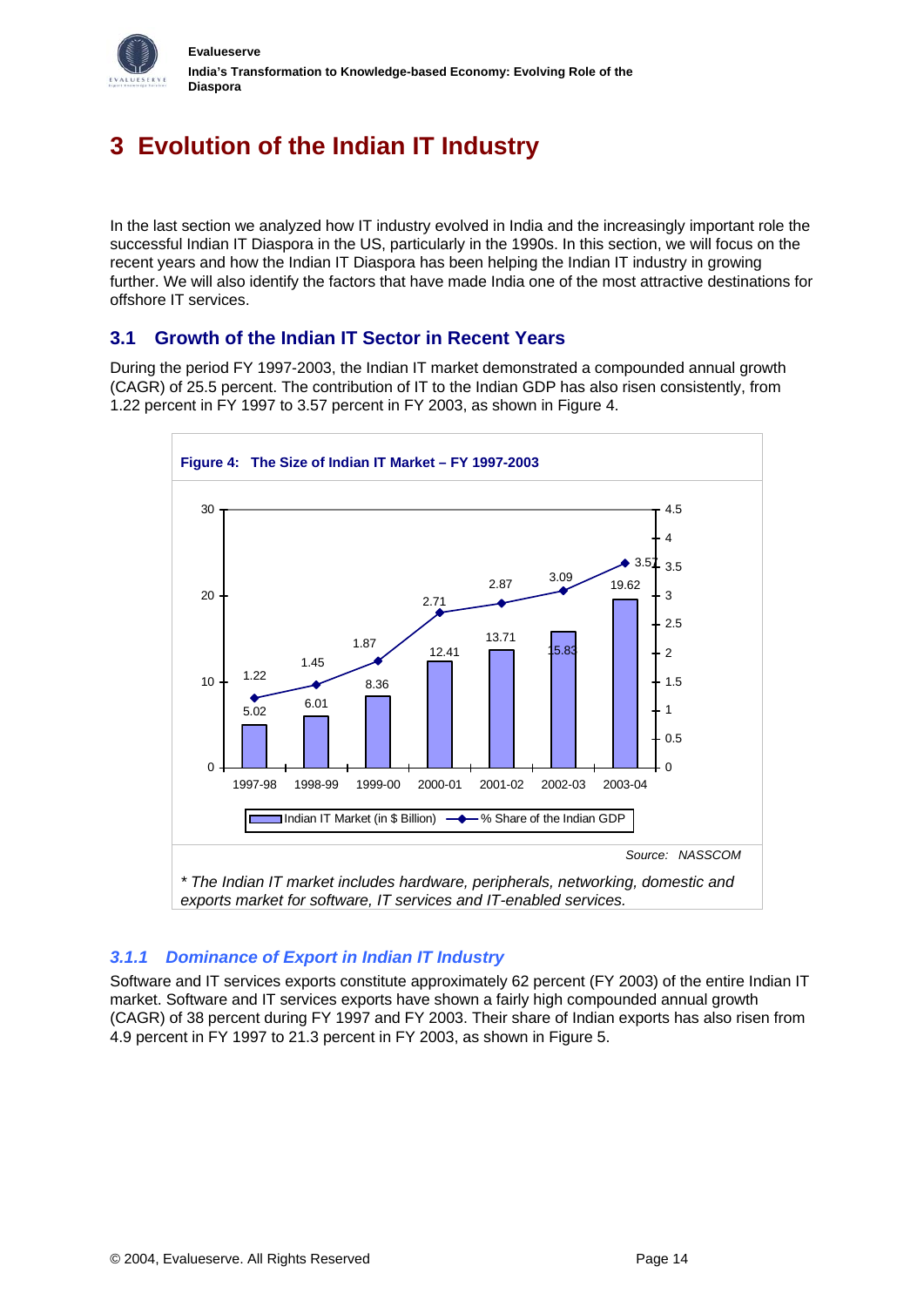# 3 Evolution of the Indian IT Industry

In the last section we analyzed how IT industry evolved in India and the increasingly important role the successful Indian IT Diaspora in the US, particularly in the 1990s. In this section, we will focus on the recent years and how the Indian IT Diaspora has been helping the Indian IT industry in growing further. We will also identify the factors that have made India one of the most attractive destinations for offshore IT services.

## 3.1 Growth of the Indian IT Sector in Recent Years

During the period FY 1997-2003, the Indian IT market demonstrated a compounded annual growth (CAGR) of 25.5 percent. The contribution of IT to the Indian GDP has also risen consistently, from 1.22 percent in FY 1997 to 3.57 percent in FY 2003, as shown in Figure 4.

**Figure 4: The Size of Indian IT Market – FY 1997-2003**

| Year | Indian IT Market (in $ Billion) | % Share of the Indian GDP |
|---|---|---|
| 1997-98 | 5.02 | 1.22 |
| 1998-99 | 6.01 | 1.45 |
| 1999-00 | 8.36 | 1.87 |
| 2000-01 | 12.41 | 2.71 |
| 2001-02 | 13.71 | 2.87 |
| 2002-03 | 15.83 | 3.09 |
| 2003-04 | 19.62 | 3.57 |

Source: NASSCOM

*\* The Indian IT market includes hardware, peripherals, networking, domestic and exports market for software, IT services and IT-enabled services.*

### 3.1.1 Dominance of Export in Indian IT Industry

Software and IT services exports constitute approximately 62 percent (FY 2003) of the entire Indian IT market. Software and IT services exports have shown a fairly high compounded annual growth (CAGR) of 38 percent during FY 1997 and FY 2003. Their share of Indian exports has also risen from 4.9 percent in FY 1997 to 21.3 percent in FY 2003, as shown in Figure 5.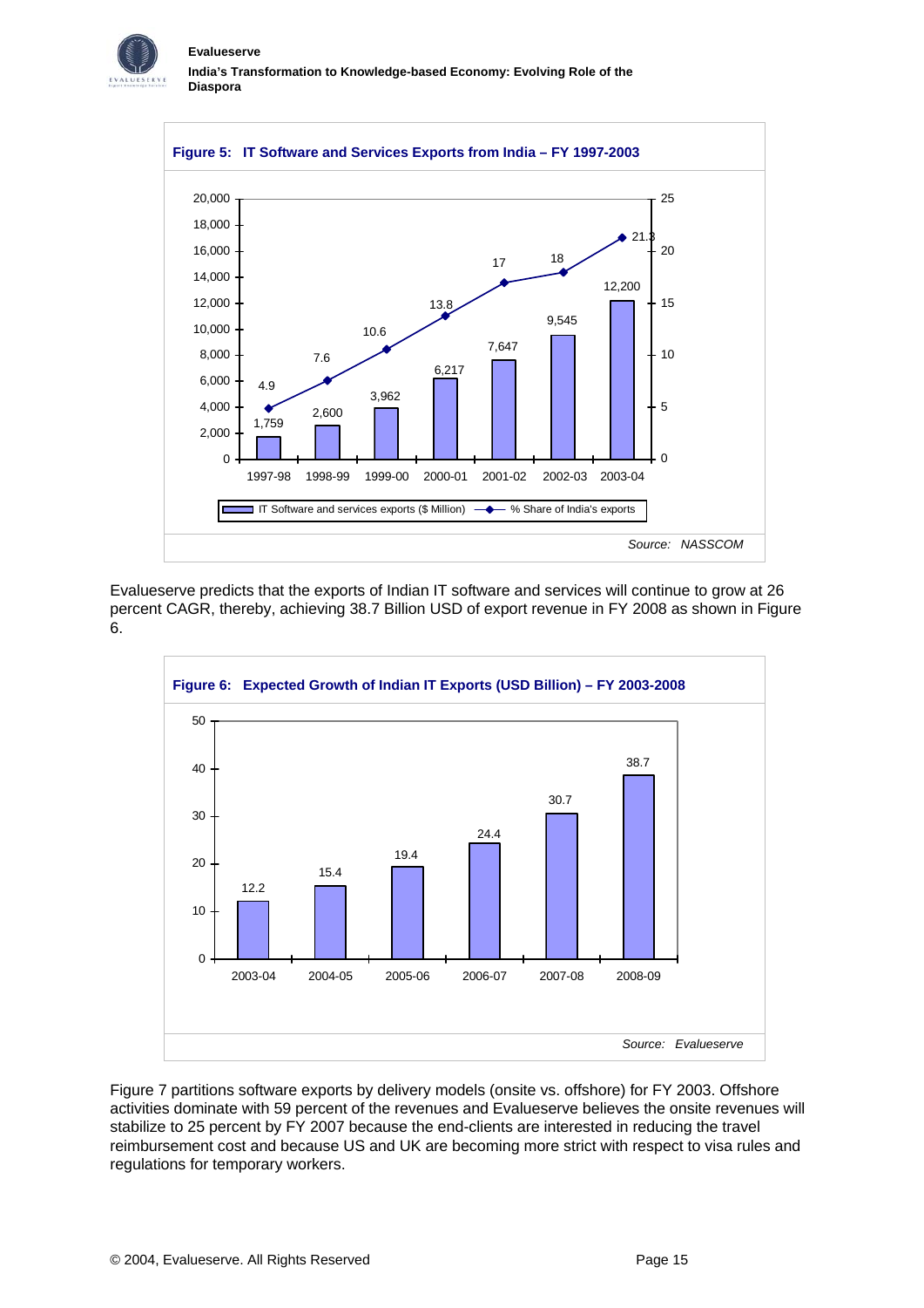**Figure 5: IT Software and Services Exports from India – FY 1997-2003**

| FY | IT Software and services exports ($ Million) | % Share of India's exports |
|---|---|---|
| 1997-98 | 1,759 | 4.9 |
| 1998-99 | 2,600 | 7.6 |
| 1999-00 | 3,962 | 10.6 |
| 2000-01 | 6,217 | 13.8 |
| 2001-02 | 7,647 | 17 |
| 2002-03 | 9,545 | 18 |
| 2003-04 | 12,200 | 21.3 |

*Source: NASSCOM*

Evalueserve predicts that the exports of Indian IT software and services will continue to grow at 26 percent CAGR, thereby, achieving 38.7 Billion USD of export revenue in FY 2008 as shown in Figure 6.

**Figure 6: Expected Growth of Indian IT Exports (USD Billion) – FY 2003-2008**

| FY | USD Billion |
|---|---|
| 2003-04 | 12.2 |
| 2004-05 | 15.4 |
| 2005-06 | 19.4 |
| 2006-07 | 24.4 |
| 2007-08 | 30.7 |
| 2008-09 | 38.7 |

*Source: Evalueserve*

Figure 7 partitions software exports by delivery models (onsite vs. offshore) for FY 2003. Offshore activities dominate with 59 percent of the revenues and Evalueserve believes the onsite revenues will stabilize to 25 percent by FY 2007 because the end-clients are interested in reducing the travel reimbursement cost and because US and UK are becoming more strict with respect to visa rules and regulations for temporary workers.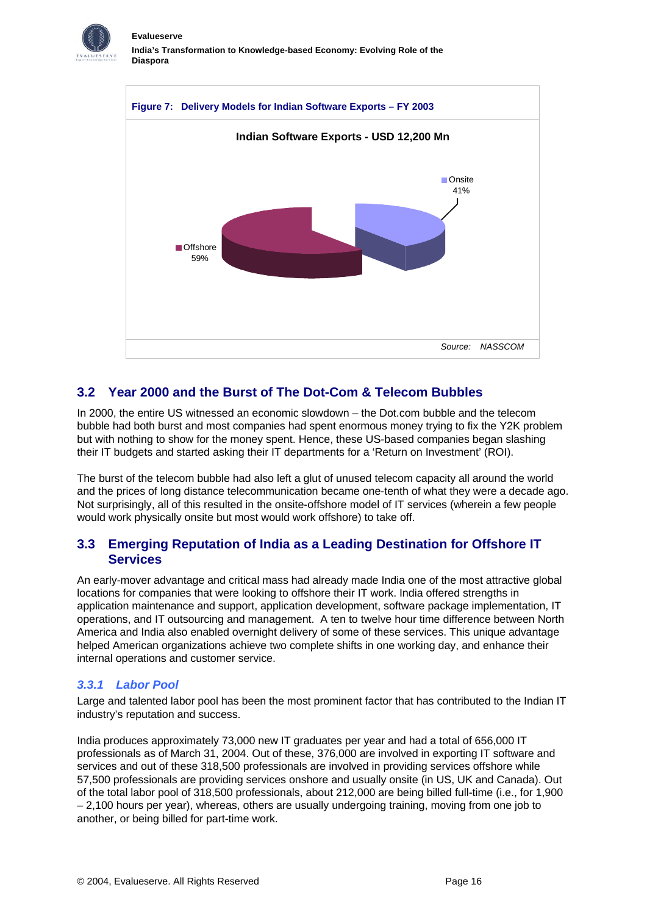**Figure 7: Delivery Models for Indian Software Exports – FY 2003**

**Indian Software Exports - USD 12,200 Mn**

Onsite 41%

Offshore 59%

*Source: NASSCOM*

## 3.2 Year 2000 and the Burst of The Dot-Com & Telecom Bubbles

In 2000, the entire US witnessed an economic slowdown – the Dot.com bubble and the telecom bubble had both burst and most companies had spent enormous money trying to fix the Y2K problem but with nothing to show for the money spent. Hence, these US-based companies began slashing their IT budgets and started asking their IT departments for a 'Return on Investment' (ROI).

The burst of the telecom bubble had also left a glut of unused telecom capacity all around the world and the prices of long distance telecommunication became one-tenth of what they were a decade ago. Not surprisingly, all of this resulted in the onsite-offshore model of IT services (wherein a few people would work physically onsite but most would work offshore) to take off.

## 3.3 Emerging Reputation of India as a Leading Destination for Offshore IT Services

An early-mover advantage and critical mass had already made India one of the most attractive global locations for companies that were looking to offshore their IT work. India offered strengths in application maintenance and support, application development, software package implementation, IT operations, and IT outsourcing and management. A ten to twelve hour time difference between North America and India also enabled overnight delivery of some of these services. This unique advantage helped American organizations achieve two complete shifts in one working day, and enhance their internal operations and customer service.

### *3.3.1 Labor Pool*

Large and talented labor pool has been the most prominent factor that has contributed to the Indian IT industry's reputation and success.

India produces approximately 73,000 new IT graduates per year and had a total of 656,000 IT professionals as of March 31, 2004. Out of these, 376,000 are involved in exporting IT software and services and out of these 318,500 professionals are involved in providing services offshore while 57,500 professionals are providing services onshore and usually onsite (in US, UK and Canada). Out of the total labor pool of 318,500 professionals, about 212,000 are being billed full-time (i.e., for 1,900 – 2,100 hours per year), whereas, others are usually undergoing training, moving from one job to another, or being billed for part-time work.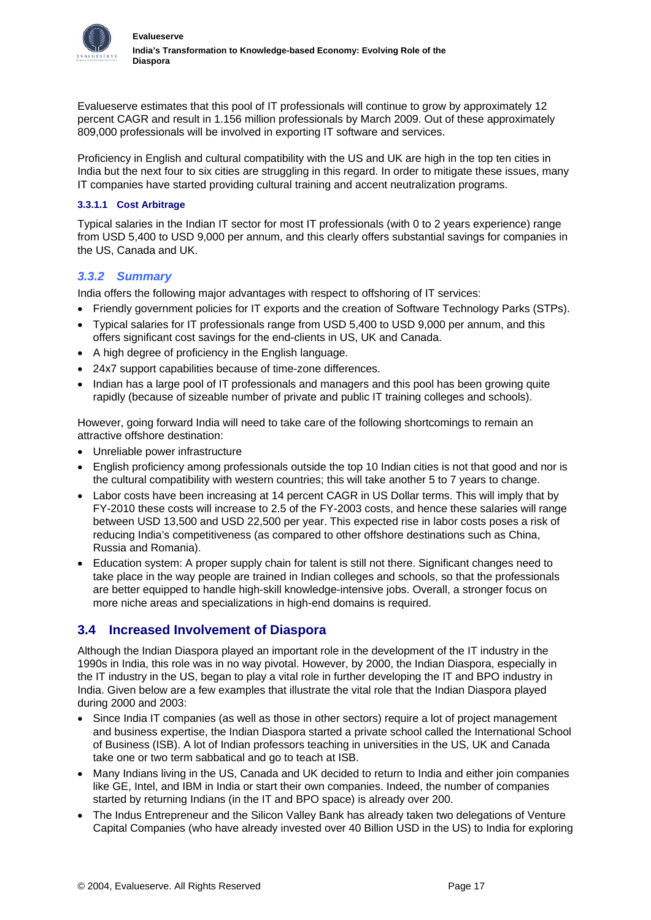Evalueserve estimates that this pool of IT professionals will continue to grow by approximately 12 percent CAGR and result in 1.156 million professionals by March 2009. Out of these approximately 809,000 professionals will be involved in exporting IT software and services.

Proficiency in English and cultural compatibility with the US and UK are high in the top ten cities in India but the next four to six cities are struggling in this regard. In order to mitigate these issues, many IT companies have started providing cultural training and accent neutralization programs.

#### 3.3.1.1 Cost Arbitrage

Typical salaries in the Indian IT sector for most IT professionals (with 0 to 2 years experience) range from USD 5,400 to USD 9,000 per annum, and this clearly offers substantial savings for companies in the US, Canada and UK.

### *3.3.2 Summary*

India offers the following major advantages with respect to offshoring of IT services:

- Friendly government policies for IT exports and the creation of Software Technology Parks (STPs).
- Typical salaries for IT professionals range from USD 5,400 to USD 9,000 per annum, and this offers significant cost savings for the end-clients in US, UK and Canada.
- A high degree of proficiency in the English language.
- 24x7 support capabilities because of time-zone differences.
- Indian has a large pool of IT professionals and managers and this pool has been growing quite rapidly (because of sizeable number of private and public IT training colleges and schools).

However, going forward India will need to take care of the following shortcomings to remain an attractive offshore destination:

- Unreliable power infrastructure
- English proficiency among professionals outside the top 10 Indian cities is not that good and nor is the cultural compatibility with western countries; this will take another 5 to 7 years to change.
- Labor costs have been increasing at 14 percent CAGR in US Dollar terms. This will imply that by FY-2010 these costs will increase to 2.5 of the FY-2003 costs, and hence these salaries will range between USD 13,500 and USD 22,500 per year. This expected rise in labor costs poses a risk of reducing India's competitiveness (as compared to other offshore destinations such as China, Russia and Romania).
- Education system: A proper supply chain for talent is still not there. Significant changes need to take place in the way people are trained in Indian colleges and schools, so that the professionals are better equipped to handle high-skill knowledge-intensive jobs. Overall, a stronger focus on more niche areas and specializations in high-end domains is required.

## 3.4 Increased Involvement of Diaspora

Although the Indian Diaspora played an important role in the development of the IT industry in the 1990s in India, this role was in no way pivotal. However, by 2000, the Indian Diaspora, especially in the IT industry in the US, began to play a vital role in further developing the IT and BPO industry in India. Given below are a few examples that illustrate the vital role that the Indian Diaspora played during 2000 and 2003:

- Since India IT companies (as well as those in other sectors) require a lot of project management and business expertise, the Indian Diaspora started a private school called the International School of Business (ISB). A lot of Indian professors teaching in universities in the US, UK and Canada take one or two term sabbatical and go to teach at ISB.
- Many Indians living in the US, Canada and UK decided to return to India and either join companies like GE, Intel, and IBM in India or start their own companies. Indeed, the number of companies started by returning Indians (in the IT and BPO space) is already over 200.
- The Indus Entrepreneur and the Silicon Valley Bank has already taken two delegations of Venture Capital Companies (who have already invested over 40 Billion USD in the US) to India for exploring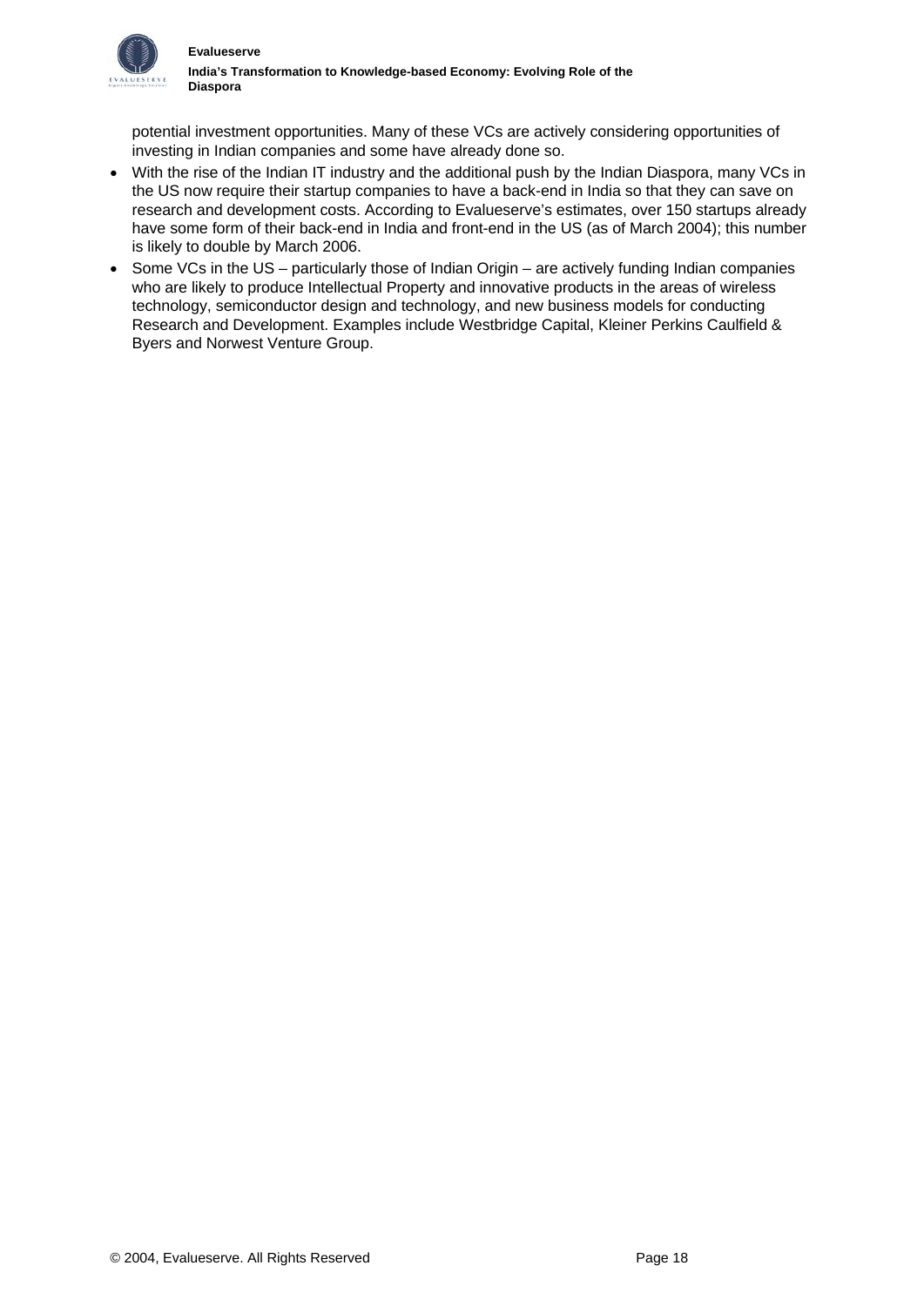potential investment opportunities. Many of these VCs are actively considering opportunities of investing in Indian companies and some have already done so.

- With the rise of the Indian IT industry and the additional push by the Indian Diaspora, many VCs in the US now require their startup companies to have a back-end in India so that they can save on research and development costs. According to Evalueserve's estimates, over 150 startups already have some form of their back-end in India and front-end in the US (as of March 2004); this number is likely to double by March 2006.
- Some VCs in the US – particularly those of Indian Origin – are actively funding Indian companies who are likely to produce Intellectual Property and innovative products in the areas of wireless technology, semiconductor design and technology, and new business models for conducting Research and Development. Examples include Westbridge Capital, Kleiner Perkins Caulfield & Byers and Norwest Venture Group.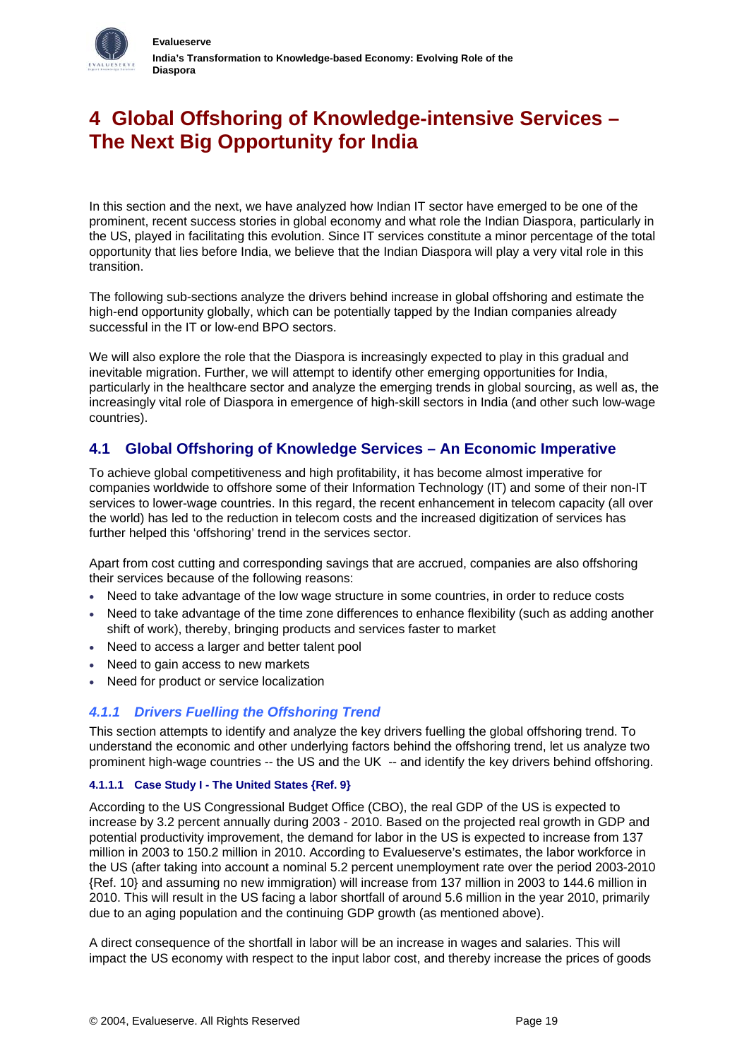# 4 Global Offshoring of Knowledge-intensive Services – The Next Big Opportunity for India

In this section and the next, we have analyzed how Indian IT sector have emerged to be one of the prominent, recent success stories in global economy and what role the Indian Diaspora, particularly in the US, played in facilitating this evolution. Since IT services constitute a minor percentage of the total opportunity that lies before India, we believe that the Indian Diaspora will play a very vital role in this transition.

The following sub-sections analyze the drivers behind increase in global offshoring and estimate the high-end opportunity globally, which can be potentially tapped by the Indian companies already successful in the IT or low-end BPO sectors.

We will also explore the role that the Diaspora is increasingly expected to play in this gradual and inevitable migration. Further, we will attempt to identify other emerging opportunities for India, particularly in the healthcare sector and analyze the emerging trends in global sourcing, as well as, the increasingly vital role of Diaspora in emergence of high-skill sectors in India (and other such low-wage countries).

## 4.1 Global Offshoring of Knowledge Services – An Economic Imperative

To achieve global competitiveness and high profitability, it has become almost imperative for companies worldwide to offshore some of their Information Technology (IT) and some of their non-IT services to lower-wage countries. In this regard, the recent enhancement in telecom capacity (all over the world) has led to the reduction in telecom costs and the increased digitization of services has further helped this 'offshoring' trend in the services sector.

Apart from cost cutting and corresponding savings that are accrued, companies are also offshoring their services because of the following reasons:

- Need to take advantage of the low wage structure in some countries, in order to reduce costs
- Need to take advantage of the time zone differences to enhance flexibility (such as adding another shift of work), thereby, bringing products and services faster to market
- Need to access a larger and better talent pool
- Need to gain access to new markets
- Need for product or service localization

### *4.1.1 Drivers Fuelling the Offshoring Trend*

This section attempts to identify and analyze the key drivers fuelling the global offshoring trend. To understand the economic and other underlying factors behind the offshoring trend, let us analyze two prominent high-wage countries -- the US and the UK -- and identify the key drivers behind offshoring.

#### 4.1.1.1 Case Study I - The United States {Ref. 9}

According to the US Congressional Budget Office (CBO), the real GDP of the US is expected to increase by 3.2 percent annually during 2003 - 2010. Based on the projected real growth in GDP and potential productivity improvement, the demand for labor in the US is expected to increase from 137 million in 2003 to 150.2 million in 2010. According to Evalueserve's estimates, the labor workforce in the US (after taking into account a nominal 5.2 percent unemployment rate over the period 2003-2010 {Ref. 10} and assuming no new immigration) will increase from 137 million in 2003 to 144.6 million in 2010. This will result in the US facing a labor shortfall of around 5.6 million in the year 2010, primarily due to an aging population and the continuing GDP growth (as mentioned above).

A direct consequence of the shortfall in labor will be an increase in wages and salaries. This will impact the US economy with respect to the input labor cost, and thereby increase the prices of goods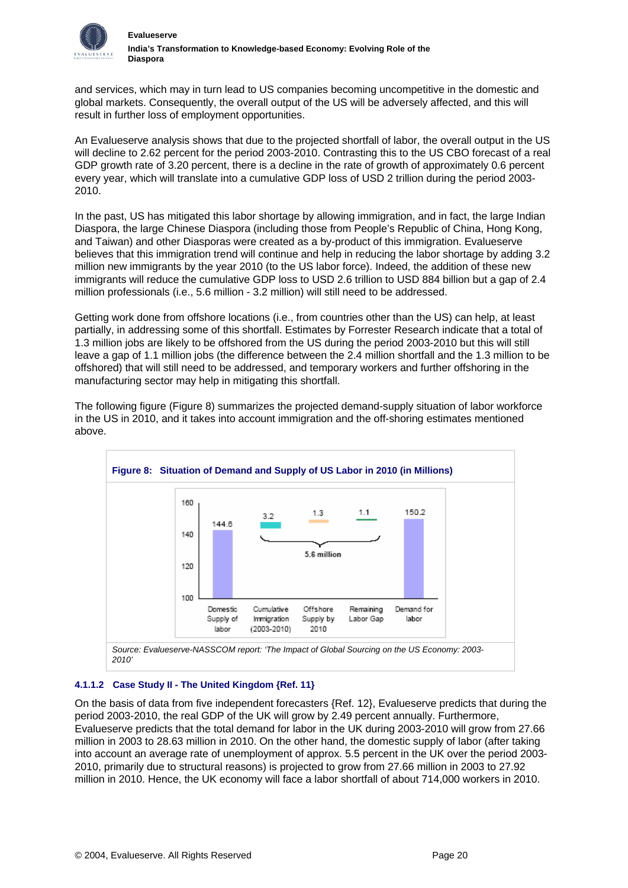and services, which may in turn lead to US companies becoming uncompetitive in the domestic and global markets. Consequently, the overall output of the US will be adversely affected, and this will result in further loss of employment opportunities.

An Evalueserve analysis shows that due to the projected shortfall of labor, the overall output in the US will decline to 2.62 percent for the period 2003-2010. Contrasting this to the US CBO forecast of a real GDP growth rate of 3.20 percent, there is a decline in the rate of growth of approximately 0.6 percent every year, which will translate into a cumulative GDP loss of USD 2 trillion during the period 2003-2010.

In the past, US has mitigated this labor shortage by allowing immigration, and in fact, the large Indian Diaspora, the large Chinese Diaspora (including those from People's Republic of China, Hong Kong, and Taiwan) and other Diasporas were created as a by-product of this immigration. Evalueserve believes that this immigration trend will continue and help in reducing the labor shortage by adding 3.2 million new immigrants by the year 2010 (to the US labor force). Indeed, the addition of these new immigrants will reduce the cumulative GDP loss to USD 2.6 trillion to USD 884 billion but a gap of 2.4 million professionals (i.e., 5.6 million - 3.2 million) will still need to be addressed.

Getting work done from offshore locations (i.e., from countries other than the US) can help, at least partially, in addressing some of this shortfall. Estimates by Forrester Research indicate that a total of 1.3 million jobs are likely to be offshored from the US during the period 2003-2010 but this will still leave a gap of 1.1 million jobs (the difference between the 2.4 million shortfall and the 1.3 million to be offshored) that will still need to be addressed, and temporary workers and further offshoring in the manufacturing sector may help in mitigating this shortfall.

The following figure (Figure 8) summarizes the projected demand-supply situation of labor workforce in the US in 2010, and it takes into account immigration and the off-shoring estimates mentioned above.

**Figure 8: Situation of Demand and Supply of US Labor in 2010 (in Millions)**

| Domestic Supply of labor | Cumulative Immigration (2003-2010) | Offshore Supply by 2010 | Remaining Labor Gap | Demand for labor |
|---|---|---|---|---|
| 144.6 | 3.2 | 1.3 | 1.1 | 150.2 |

5.6 million

*Source: Evalueserve-NASSCOM report: 'The Impact of Global Sourcing on the US Economy: 2003-2010'*

#### 4.1.1.2 Case Study II - The United Kingdom {Ref. 11}

On the basis of data from five independent forecasters {Ref. 12}, Evalueserve predicts that during the period 2003-2010, the real GDP of the UK will grow by 2.49 percent annually. Furthermore, Evalueserve predicts that the total demand for labor in the UK during 2003-2010 will grow from 27.66 million in 2003 to 28.63 million in 2010. On the other hand, the domestic supply of labor (after taking into account an average rate of unemployment of approx. 5.5 percent in the UK over the period 2003-2010, primarily due to structural reasons) is projected to grow from 27.66 million in 2003 to 27.92 million in 2010. Hence, the UK economy will face a labor shortfall of about 714,000 workers in 2010.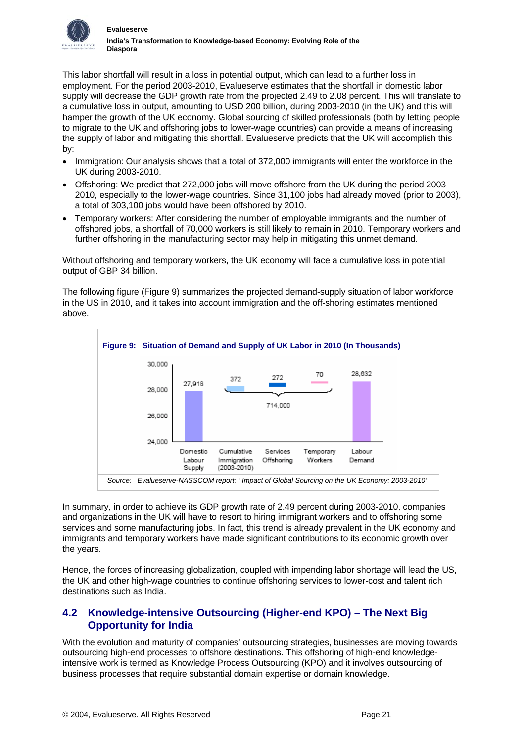This labor shortfall will result in a loss in potential output, which can lead to a further loss in employment. For the period 2003-2010, Evalueserve estimates that the shortfall in domestic labor supply will decrease the GDP growth rate from the projected 2.49 to 2.08 percent. This will translate to a cumulative loss in output, amounting to USD 200 billion, during 2003-2010 (in the UK) and this will hamper the growth of the UK economy. Global sourcing of skilled professionals (both by letting people to migrate to the UK and offshoring jobs to lower-wage countries) can provide a means of increasing the supply of labor and mitigating this shortfall. Evalueserve predicts that the UK will accomplish this by:

- Immigration: Our analysis shows that a total of 372,000 immigrants will enter the workforce in the UK during 2003-2010.
- Offshoring: We predict that 272,000 jobs will move offshore from the UK during the period 2003-2010, especially to the lower-wage countries. Since 31,100 jobs had already moved (prior to 2003), a total of 303,100 jobs would have been offshored by 2010.
- Temporary workers: After considering the number of employable immigrants and the number of offshored jobs, a shortfall of 70,000 workers is still likely to remain in 2010. Temporary workers and further offshoring in the manufacturing sector may help in mitigating this unmet demand.

Without offshoring and temporary workers, the UK economy will face a cumulative loss in potential output of GBP 34 billion.

The following figure (Figure 9) summarizes the projected demand-supply situation of labor workforce in the US in 2010, and it takes into account immigration and the off-shoring estimates mentioned above.

**Figure 9: Situation of Demand and Supply of UK Labor in 2010 (In Thousands)**

| Domestic Labour Supply | Cumulative Immigration (2003-2010) | Services Offshoring | Temporary Workers | Labour Demand |
|---|---|---|---|---|
| 27,918 | 372 | 272 | 70 | 28,632 |

Immigration + Offshoring + Temporary Workers: 714,000

*Source: Evalueserve-NASSCOM report: ' Impact of Global Sourcing on the UK Economy: 2003-2010'*

In summary, in order to achieve its GDP growth rate of 2.49 percent during 2003-2010, companies and organizations in the UK will have to resort to hiring immigrant workers and to offshoring some services and some manufacturing jobs. In fact, this trend is already prevalent in the UK economy and immigrants and temporary workers have made significant contributions to its economic growth over the years.

Hence, the forces of increasing globalization, coupled with impending labor shortage will lead the US, the UK and other high-wage countries to continue offshoring services to lower-cost and talent rich destinations such as India.

## 4.2 Knowledge-intensive Outsourcing (Higher-end KPO) – The Next Big Opportunity for India

With the evolution and maturity of companies' outsourcing strategies, businesses are moving towards outsourcing high-end processes to offshore destinations. This offshoring of high-end knowledge-intensive work is termed as Knowledge Process Outsourcing (KPO) and it involves outsourcing of business processes that require substantial domain expertise or domain knowledge.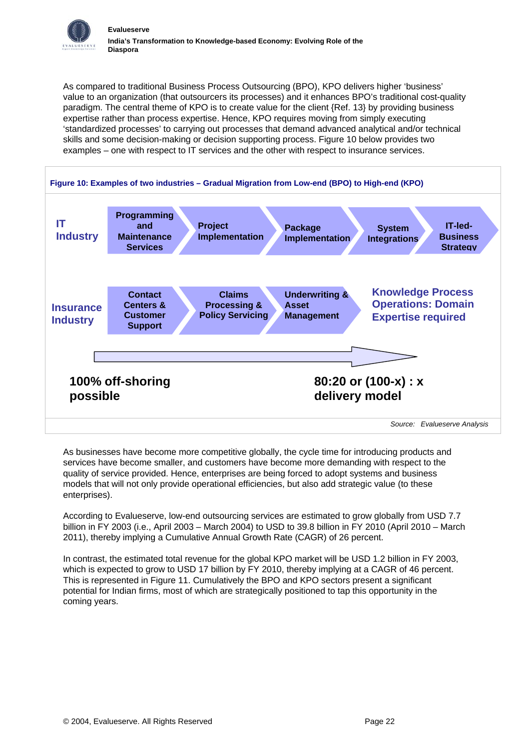As compared to traditional Business Process Outsourcing (BPO), KPO delivers higher 'business' value to an organization (that outsourcers its processes) and it enhances BPO's traditional cost-quality paradigm. The central theme of KPO is to create value for the client {Ref. 13} by providing business expertise rather than process expertise. Hence, KPO requires moving from simply executing 'standardized processes' to carrying out processes that demand advanced analytical and/or technical skills and some decision-making or decision supporting process. Figure 10 below provides two examples – one with respect to IT services and the other with respect to insurance services.

**Figure 10: Examples of two industries – Gradual Migration from Low-end (BPO) to High-end (KPO)**

**IT Industry:** Programming and Maintenance Services → Project Implementation → Package Implementation → System Integrations → IT-led-Business Strategy

**Insurance Industry:** Contact Centers & Customer Support → Claims Processing & Policy Servicing → Underwriting & Asset Management → **Knowledge Process Operations: Domain Expertise required**

**100% off-shoring possible** → **80:20 or (100-x) : x delivery model**

*Source: Evalueserve Analysis*

As businesses have become more competitive globally, the cycle time for introducing products and services have become smaller, and customers have become more demanding with respect to the quality of service provided. Hence, enterprises are being forced to adopt systems and business models that will not only provide operational efficiencies, but also add strategic value (to these enterprises).

According to Evalueserve, low-end outsourcing services are estimated to grow globally from USD 7.7 billion in FY 2003 (i.e., April 2003 – March 2004) to USD to 39.8 billion in FY 2010 (April 2010 – March 2011), thereby implying a Cumulative Annual Growth Rate (CAGR) of 26 percent.

In contrast, the estimated total revenue for the global KPO market will be USD 1.2 billion in FY 2003, which is expected to grow to USD 17 billion by FY 2010, thereby implying at a CAGR of 46 percent. This is represented in Figure 11. Cumulatively the BPO and KPO sectors present a significant potential for Indian firms, most of which are strategically positioned to tap this opportunity in the coming years.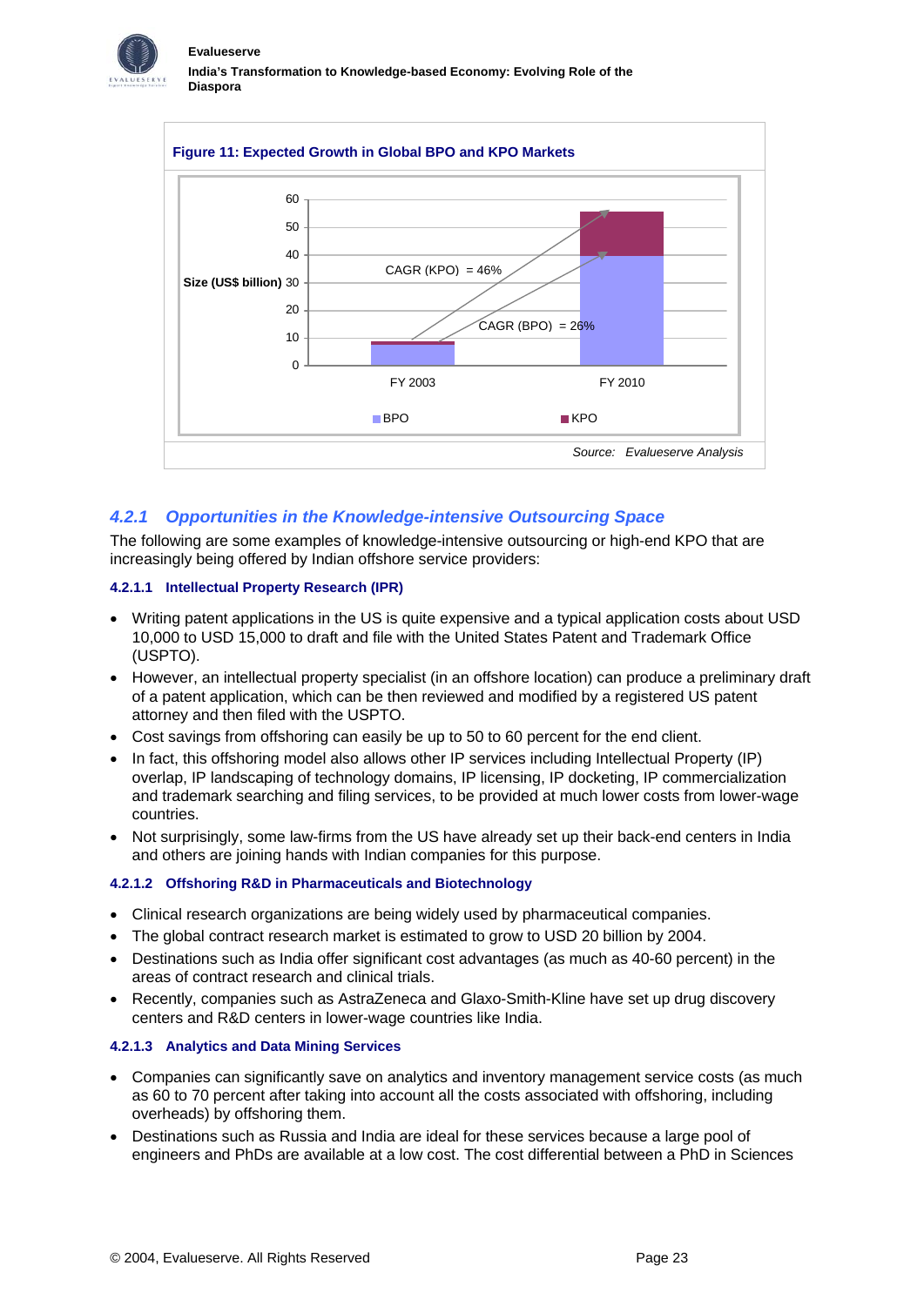**Figure 11: Expected Growth in Global BPO and KPO Markets**

Source: Evalueserve Analysis

### 4.2.1 Opportunities in the Knowledge-intensive Outsourcing Space

The following are some examples of knowledge-intensive outsourcing or high-end KPO that are increasingly being offered by Indian offshore service providers:

#### 4.2.1.1 Intellectual Property Research (IPR)

- Writing patent applications in the US is quite expensive and a typical application costs about USD 10,000 to USD 15,000 to draft and file with the United States Patent and Trademark Office (USPTO).
- However, an intellectual property specialist (in an offshore location) can produce a preliminary draft of a patent application, which can be then reviewed and modified by a registered US patent attorney and then filed with the USPTO.
- Cost savings from offshoring can easily be up to 50 to 60 percent for the end client.
- In fact, this offshoring model also allows other IP services including Intellectual Property (IP) overlap, IP landscaping of technology domains, IP licensing, IP docketing, IP commercialization and trademark searching and filing services, to be provided at much lower costs from lower-wage countries.
- Not surprisingly, some law-firms from the US have already set up their back-end centers in India and others are joining hands with Indian companies for this purpose.

#### 4.2.1.2 Offshoring R&D in Pharmaceuticals and Biotechnology

- Clinical research organizations are being widely used by pharmaceutical companies.
- The global contract research market is estimated to grow to USD 20 billion by 2004.
- Destinations such as India offer significant cost advantages (as much as 40-60 percent) in the areas of contract research and clinical trials.
- Recently, companies such as AstraZeneca and Glaxo-Smith-Kline have set up drug discovery centers and R&D centers in lower-wage countries like India.

#### 4.2.1.3 Analytics and Data Mining Services

- Companies can significantly save on analytics and inventory management service costs (as much as 60 to 70 percent after taking into account all the costs associated with offshoring, including overheads) by offshoring them.
- Destinations such as Russia and India are ideal for these services because a large pool of engineers and PhDs are available at a low cost. The cost differential between a PhD in Sciences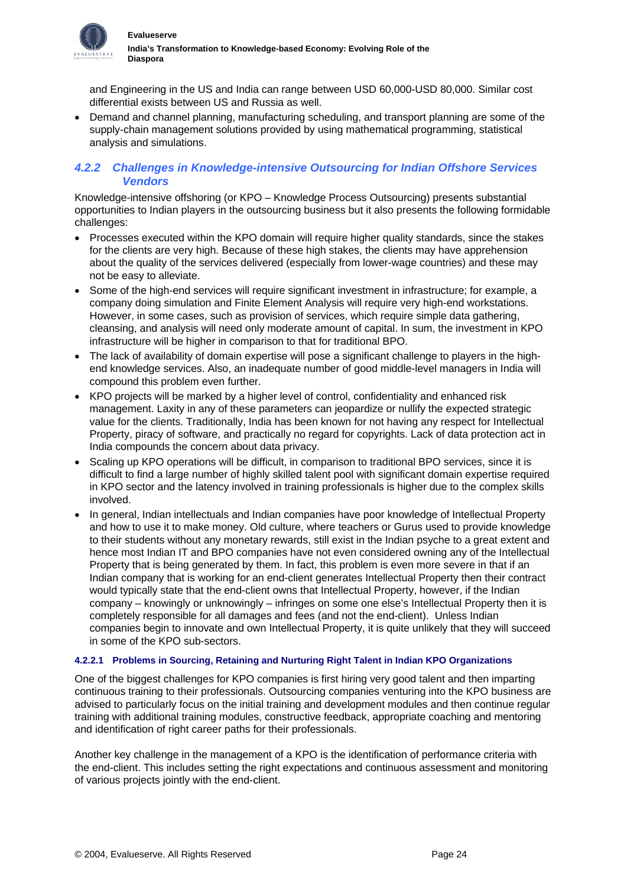and Engineering in the US and India can range between USD 60,000-USD 80,000. Similar cost differential exists between US and Russia as well.

- Demand and channel planning, manufacturing scheduling, and transport planning are some of the supply-chain management solutions provided by using mathematical programming, statistical analysis and simulations.

### 4.2.2 Challenges in Knowledge-intensive Outsourcing for Indian Offshore Services Vendors

Knowledge-intensive offshoring (or KPO – Knowledge Process Outsourcing) presents substantial opportunities to Indian players in the outsourcing business but it also presents the following formidable challenges:

- Processes executed within the KPO domain will require higher quality standards, since the stakes for the clients are very high. Because of these high stakes, the clients may have apprehension about the quality of the services delivered (especially from lower-wage countries) and these may not be easy to alleviate.
- Some of the high-end services will require significant investment in infrastructure; for example, a company doing simulation and Finite Element Analysis will require very high-end workstations. However, in some cases, such as provision of services, which require simple data gathering, cleansing, and analysis will need only moderate amount of capital. In sum, the investment in KPO infrastructure will be higher in comparison to that for traditional BPO.
- The lack of availability of domain expertise will pose a significant challenge to players in the high-end knowledge services. Also, an inadequate number of good middle-level managers in India will compound this problem even further.
- KPO projects will be marked by a higher level of control, confidentiality and enhanced risk management. Laxity in any of these parameters can jeopardize or nullify the expected strategic value for the clients. Traditionally, India has been known for not having any respect for Intellectual Property, piracy of software, and practically no regard for copyrights. Lack of data protection act in India compounds the concern about data privacy.
- Scaling up KPO operations will be difficult, in comparison to traditional BPO services, since it is difficult to find a large number of highly skilled talent pool with significant domain expertise required in KPO sector and the latency involved in training professionals is higher due to the complex skills involved.
- In general, Indian intellectuals and Indian companies have poor knowledge of Intellectual Property and how to use it to make money. Old culture, where teachers or Gurus used to provide knowledge to their students without any monetary rewards, still exist in the Indian psyche to a great extent and hence most Indian IT and BPO companies have not even considered owning any of the Intellectual Property that is being generated by them. In fact, this problem is even more severe in that if an Indian company that is working for an end-client generates Intellectual Property then their contract would typically state that the end-client owns that Intellectual Property, however, if the Indian company – knowingly or unknowingly – infringes on some one else's Intellectual Property then it is completely responsible for all damages and fees (and not the end-client). Unless Indian companies begin to innovate and own Intellectual Property, it is quite unlikely that they will succeed in some of the KPO sub-sectors.

#### 4.2.2.1 Problems in Sourcing, Retaining and Nurturing Right Talent in Indian KPO Organizations

One of the biggest challenges for KPO companies is first hiring very good talent and then imparting continuous training to their professionals. Outsourcing companies venturing into the KPO business are advised to particularly focus on the initial training and development modules and then continue regular training with additional training modules, constructive feedback, appropriate coaching and mentoring and identification of right career paths for their professionals.

Another key challenge in the management of a KPO is the identification of performance criteria with the end-client. This includes setting the right expectations and continuous assessment and monitoring of various projects jointly with the end-client.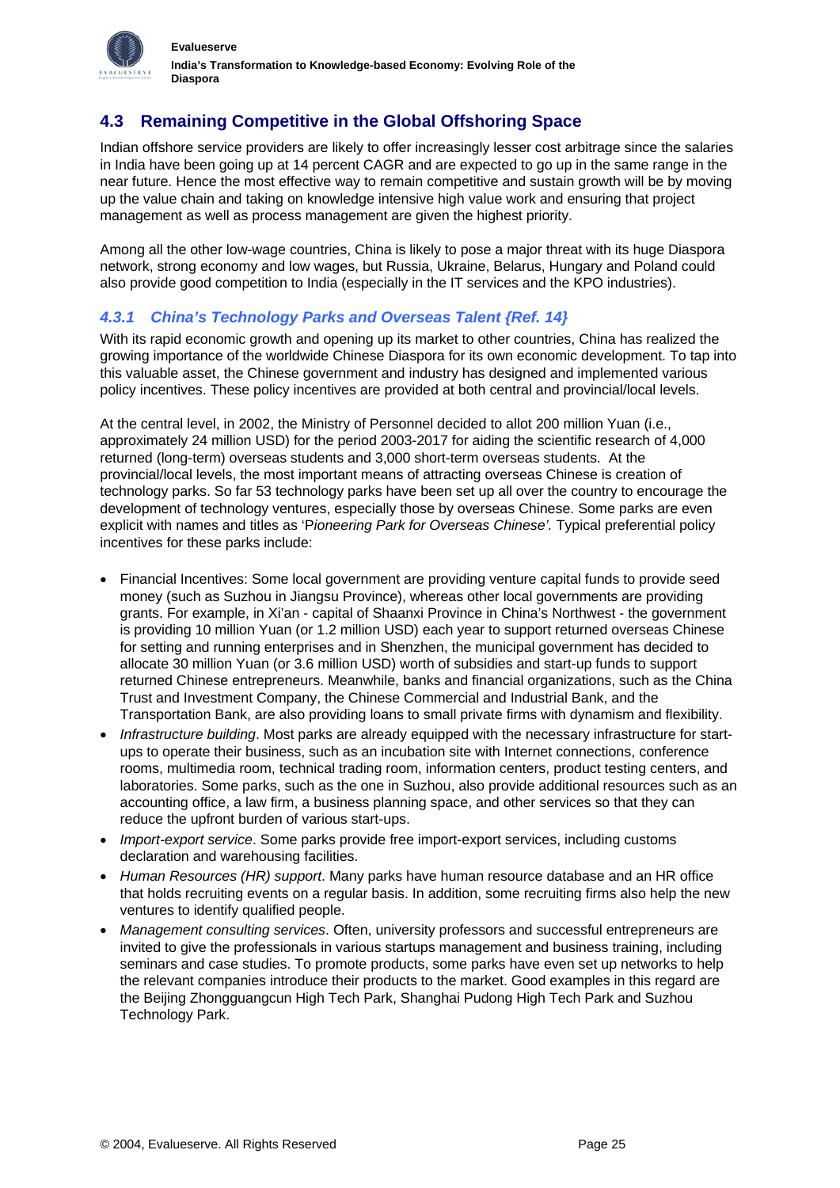## 4.3 Remaining Competitive in the Global Offshoring Space

Indian offshore service providers are likely to offer increasingly lesser cost arbitrage since the salaries in India have been going up at 14 percent CAGR and are expected to go up in the same range in the near future. Hence the most effective way to remain competitive and sustain growth will be by moving up the value chain and taking on knowledge intensive high value work and ensuring that project management as well as process management are given the highest priority.

Among all the other low-wage countries, China is likely to pose a major threat with its huge Diaspora network, strong economy and low wages, but Russia, Ukraine, Belarus, Hungary and Poland could also provide good competition to India (especially in the IT services and the KPO industries).

### *4.3.1 China's Technology Parks and Overseas Talent {Ref. 14}*

With its rapid economic growth and opening up its market to other countries, China has realized the growing importance of the worldwide Chinese Diaspora for its own economic development. To tap into this valuable asset, the Chinese government and industry has designed and implemented various policy incentives. These policy incentives are provided at both central and provincial/local levels.

At the central level, in 2002, the Ministry of Personnel decided to allot 200 million Yuan (i.e., approximately 24 million USD) for the period 2003-2017 for aiding the scientific research of 4,000 returned (long-term) overseas students and 3,000 short-term overseas students. At the provincial/local levels, the most important means of attracting overseas Chinese is creation of technology parks. So far 53 technology parks have been set up all over the country to encourage the development of technology ventures, especially those by overseas Chinese. Some parks are even explicit with names and titles as '*Pioneering Park for Overseas Chinese'*. Typical preferential policy incentives for these parks include:

- Financial Incentives: Some local government are providing venture capital funds to provide seed money (such as Suzhou in Jiangsu Province), whereas other local governments are providing grants. For example, in Xi'an - capital of Shaanxi Province in China's Northwest - the government is providing 10 million Yuan (or 1.2 million USD) each year to support returned overseas Chinese for setting and running enterprises and in Shenzhen, the municipal government has decided to allocate 30 million Yuan (or 3.6 million USD) worth of subsidies and start-up funds to support returned Chinese entrepreneurs. Meanwhile, banks and financial organizations, such as the China Trust and Investment Company, the Chinese Commercial and Industrial Bank, and the Transportation Bank, are also providing loans to small private firms with dynamism and flexibility.
- *Infrastructure building*. Most parks are already equipped with the necessary infrastructure for start-ups to operate their business, such as an incubation site with Internet connections, conference rooms, multimedia room, technical trading room, information centers, product testing centers, and laboratories. Some parks, such as the one in Suzhou, also provide additional resources such as an accounting office, a law firm, a business planning space, and other services so that they can reduce the upfront burden of various start-ups.
- *Import-export service*. Some parks provide free import-export services, including customs declaration and warehousing facilities.
- *Human Resources (HR) support.* Many parks have human resource database and an HR office that holds recruiting events on a regular basis. In addition, some recruiting firms also help the new ventures to identify qualified people.
- *Management consulting services*. Often, university professors and successful entrepreneurs are invited to give the professionals in various startups management and business training, including seminars and case studies. To promote products, some parks have even set up networks to help the relevant companies introduce their products to the market. Good examples in this regard are the Beijing Zhongguangcun High Tech Park, Shanghai Pudong High Tech Park and Suzhou Technology Park.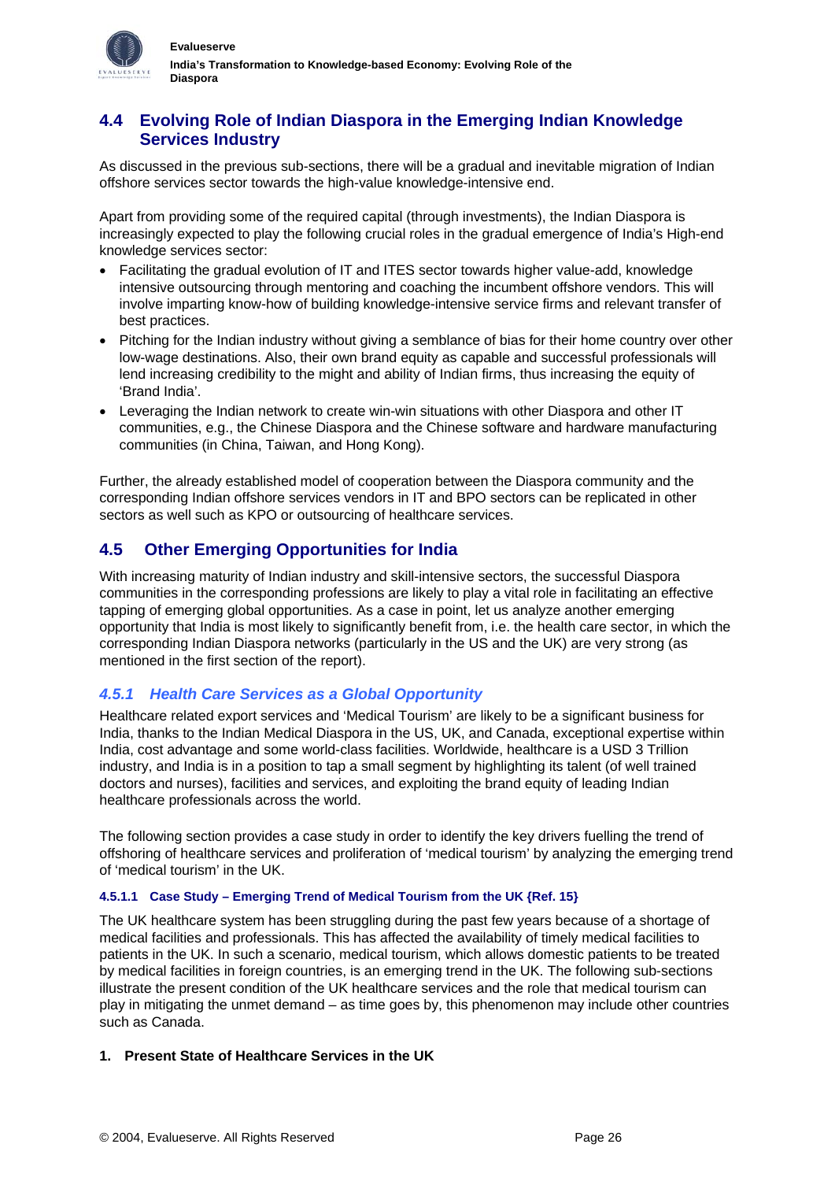## 4.4 Evolving Role of Indian Diaspora in the Emerging Indian Knowledge Services Industry

As discussed in the previous sub-sections, there will be a gradual and inevitable migration of Indian offshore services sector towards the high-value knowledge-intensive end.

Apart from providing some of the required capital (through investments), the Indian Diaspora is increasingly expected to play the following crucial roles in the gradual emergence of India's High-end knowledge services sector:

- Facilitating the gradual evolution of IT and ITES sector towards higher value-add, knowledge intensive outsourcing through mentoring and coaching the incumbent offshore vendors. This will involve imparting know-how of building knowledge-intensive service firms and relevant transfer of best practices.
- Pitching for the Indian industry without giving a semblance of bias for their home country over other low-wage destinations. Also, their own brand equity as capable and successful professionals will lend increasing credibility to the might and ability of Indian firms, thus increasing the equity of 'Brand India'.
- Leveraging the Indian network to create win-win situations with other Diaspora and other IT communities, e.g., the Chinese Diaspora and the Chinese software and hardware manufacturing communities (in China, Taiwan, and Hong Kong).

Further, the already established model of cooperation between the Diaspora community and the corresponding Indian offshore services vendors in IT and BPO sectors can be replicated in other sectors as well such as KPO or outsourcing of healthcare services.

## 4.5 Other Emerging Opportunities for India

With increasing maturity of Indian industry and skill-intensive sectors, the successful Diaspora communities in the corresponding professions are likely to play a vital role in facilitating an effective tapping of emerging global opportunities. As a case in point, let us analyze another emerging opportunity that India is most likely to significantly benefit from, i.e. the health care sector, in which the corresponding Indian Diaspora networks (particularly in the US and the UK) are very strong (as mentioned in the first section of the report).

### *4.5.1 Health Care Services as a Global Opportunity*

Healthcare related export services and 'Medical Tourism' are likely to be a significant business for India, thanks to the Indian Medical Diaspora in the US, UK, and Canada, exceptional expertise within India, cost advantage and some world-class facilities. Worldwide, healthcare is a USD 3 Trillion industry, and India is in a position to tap a small segment by highlighting its talent (of well trained doctors and nurses), facilities and services, and exploiting the brand equity of leading Indian healthcare professionals across the world.

The following section provides a case study in order to identify the key drivers fuelling the trend of offshoring of healthcare services and proliferation of 'medical tourism' by analyzing the emerging trend of 'medical tourism' in the UK.

#### 4.5.1.1 Case Study – Emerging Trend of Medical Tourism from the UK {Ref. 15}

The UK healthcare system has been struggling during the past few years because of a shortage of medical facilities and professionals. This has affected the availability of timely medical facilities to patients in the UK. In such a scenario, medical tourism, which allows domestic patients to be treated by medical facilities in foreign countries, is an emerging trend in the UK. The following sub-sections illustrate the present condition of the UK healthcare services and the role that medical tourism can play in mitigating the unmet demand – as time goes by, this phenomenon may include other countries such as Canada.

**1. Present State of Healthcare Services in the UK**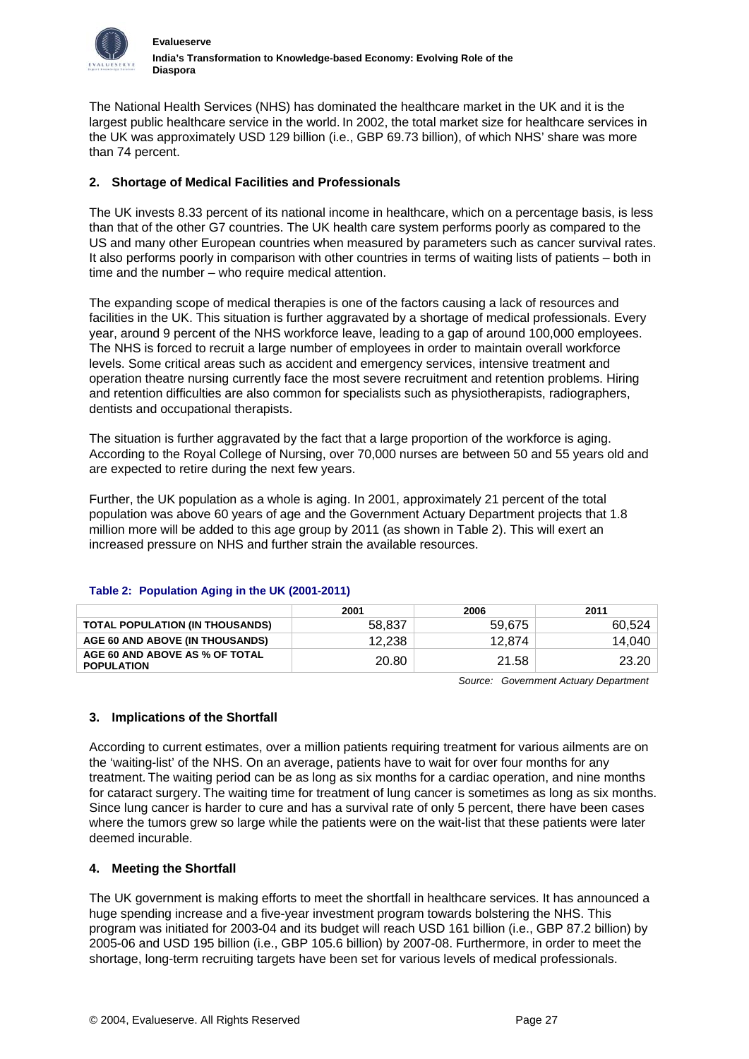The National Health Services (NHS) has dominated the healthcare market in the UK and it is the largest public healthcare service in the world. In 2002, the total market size for healthcare services in the UK was approximately USD 129 billion (i.e., GBP 69.73 billion), of which NHS' share was more than 74 percent.

### 2. Shortage of Medical Facilities and Professionals

The UK invests 8.33 percent of its national income in healthcare, which on a percentage basis, is less than that of the other G7 countries. The UK health care system performs poorly as compared to the US and many other European countries when measured by parameters such as cancer survival rates. It also performs poorly in comparison with other countries in terms of waiting lists of patients – both in time and the number – who require medical attention.

The expanding scope of medical therapies is one of the factors causing a lack of resources and facilities in the UK. This situation is further aggravated by a shortage of medical professionals. Every year, around 9 percent of the NHS workforce leave, leading to a gap of around 100,000 employees. The NHS is forced to recruit a large number of employees in order to maintain overall workforce levels. Some critical areas such as accident and emergency services, intensive treatment and operation theatre nursing currently face the most severe recruitment and retention problems. Hiring and retention difficulties are also common for specialists such as physiotherapists, radiographers, dentists and occupational therapists.

The situation is further aggravated by the fact that a large proportion of the workforce is aging. According to the Royal College of Nursing, over 70,000 nurses are between 50 and 55 years old and are expected to retire during the next few years.

Further, the UK population as a whole is aging. In 2001, approximately 21 percent of the total population was above 60 years of age and the Government Actuary Department projects that 1.8 million more will be added to this age group by 2011 (as shown in Table 2). This will exert an increased pressure on NHS and further strain the available resources.

**Table 2: Population Aging in the UK (2001-2011)**

| | 2001 | 2006 | 2011 |
|---|---|---|---|
| TOTAL POPULATION (IN THOUSANDS) | 58,837 | 59,675 | 60,524 |
| AGE 60 AND ABOVE (IN THOUSANDS) | 12,238 | 12,874 | 14,040 |
| AGE 60 AND ABOVE AS % OF TOTAL POPULATION | 20.80 | 21.58 | 23.20 |

*Source: Government Actuary Department*

### 3. Implications of the Shortfall

According to current estimates, over a million patients requiring treatment for various ailments are on the 'waiting-list' of the NHS. On an average, patients have to wait for over four months for any treatment. The waiting period can be as long as six months for a cardiac operation, and nine months for cataract surgery. The waiting time for treatment of lung cancer is sometimes as long as six months. Since lung cancer is harder to cure and has a survival rate of only 5 percent, there have been cases where the tumors grew so large while the patients were on the wait-list that these patients were later deemed incurable.

### 4. Meeting the Shortfall

The UK government is making efforts to meet the shortfall in healthcare services. It has announced a huge spending increase and a five-year investment program towards bolstering the NHS. This program was initiated for 2003-04 and its budget will reach USD 161 billion (i.e., GBP 87.2 billion) by 2005-06 and USD 195 billion (i.e., GBP 105.6 billion) by 2007-08. Furthermore, in order to meet the shortage, long-term recruiting targets have been set for various levels of medical professionals.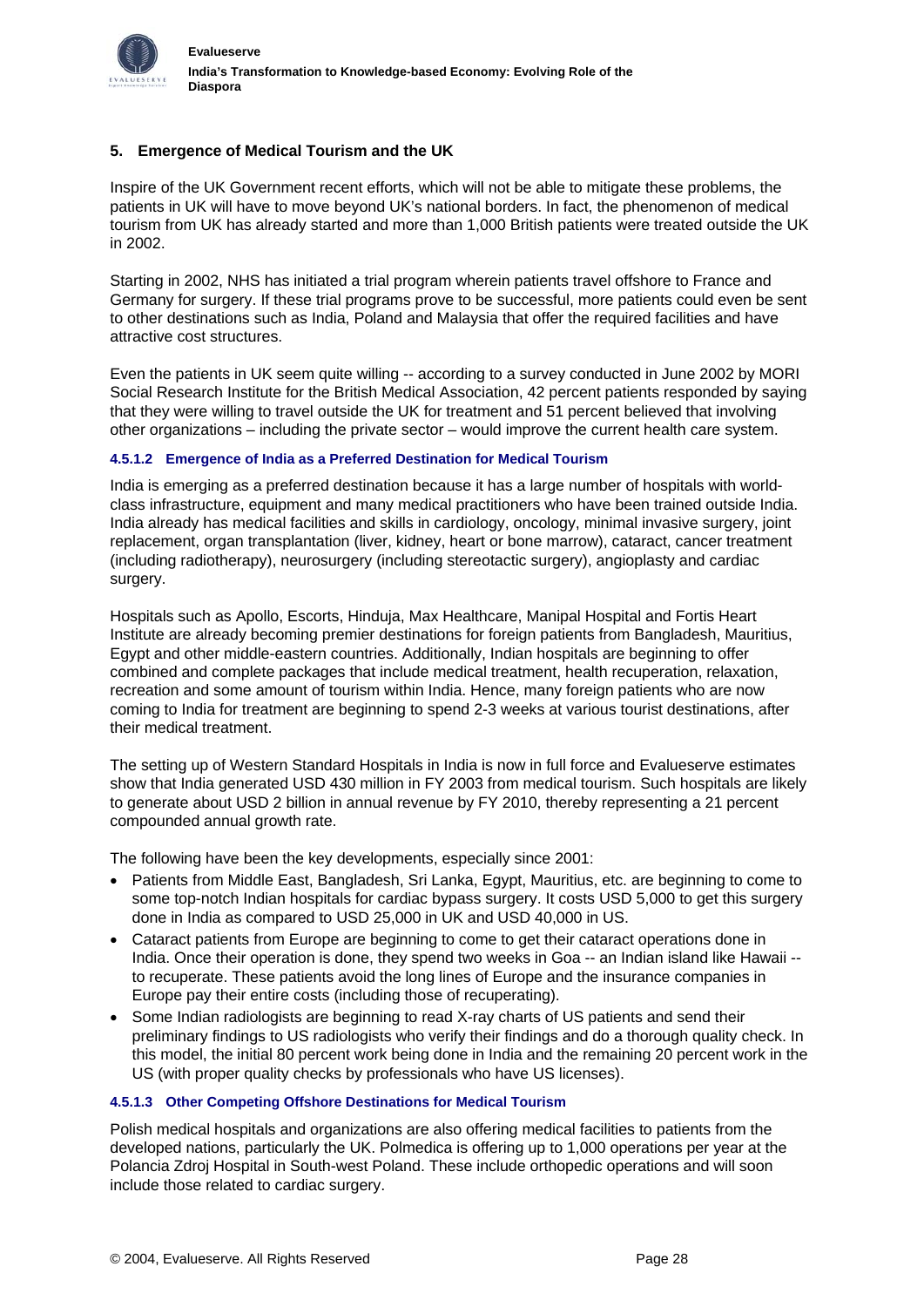## 5. Emergence of Medical Tourism and the UK

Inspire of the UK Government recent efforts, which will not be able to mitigate these problems, the patients in UK will have to move beyond UK's national borders. In fact, the phenomenon of medical tourism from UK has already started and more than 1,000 British patients were treated outside the UK in 2002.

Starting in 2002, NHS has initiated a trial program wherein patients travel offshore to France and Germany for surgery. If these trial programs prove to be successful, more patients could even be sent to other destinations such as India, Poland and Malaysia that offer the required facilities and have attractive cost structures.

Even the patients in UK seem quite willing -- according to a survey conducted in June 2002 by MORI Social Research Institute for the British Medical Association, 42 percent patients responded by saying that they were willing to travel outside the UK for treatment and 51 percent believed that involving other organizations – including the private sector – would improve the current health care system.

#### 4.5.1.2 Emergence of India as a Preferred Destination for Medical Tourism

India is emerging as a preferred destination because it has a large number of hospitals with world-class infrastructure, equipment and many medical practitioners who have been trained outside India. India already has medical facilities and skills in cardiology, oncology, minimal invasive surgery, joint replacement, organ transplantation (liver, kidney, heart or bone marrow), cataract, cancer treatment (including radiotherapy), neurosurgery (including stereotactic surgery), angioplasty and cardiac surgery.

Hospitals such as Apollo, Escorts, Hinduja, Max Healthcare, Manipal Hospital and Fortis Heart Institute are already becoming premier destinations for foreign patients from Bangladesh, Mauritius, Egypt and other middle-eastern countries. Additionally, Indian hospitals are beginning to offer combined and complete packages that include medical treatment, health recuperation, relaxation, recreation and some amount of tourism within India. Hence, many foreign patients who are now coming to India for treatment are beginning to spend 2-3 weeks at various tourist destinations, after their medical treatment.

The setting up of Western Standard Hospitals in India is now in full force and Evalueserve estimates show that India generated USD 430 million in FY 2003 from medical tourism. Such hospitals are likely to generate about USD 2 billion in annual revenue by FY 2010, thereby representing a 21 percent compounded annual growth rate.

The following have been the key developments, especially since 2001:

- Patients from Middle East, Bangladesh, Sri Lanka, Egypt, Mauritius, etc. are beginning to come to some top-notch Indian hospitals for cardiac bypass surgery. It costs USD 5,000 to get this surgery done in India as compared to USD 25,000 in UK and USD 40,000 in US.
- Cataract patients from Europe are beginning to come to get their cataract operations done in India. Once their operation is done, they spend two weeks in Goa -- an Indian island like Hawaii -- to recuperate. These patients avoid the long lines of Europe and the insurance companies in Europe pay their entire costs (including those of recuperating).
- Some Indian radiologists are beginning to read X-ray charts of US patients and send their preliminary findings to US radiologists who verify their findings and do a thorough quality check. In this model, the initial 80 percent work being done in India and the remaining 20 percent work in the US (with proper quality checks by professionals who have US licenses).

#### 4.5.1.3 Other Competing Offshore Destinations for Medical Tourism

Polish medical hospitals and organizations are also offering medical facilities to patients from the developed nations, particularly the UK. Polmedica is offering up to 1,000 operations per year at the Polancia Zdroj Hospital in South-west Poland. These include orthopedic operations and will soon include those related to cardiac surgery.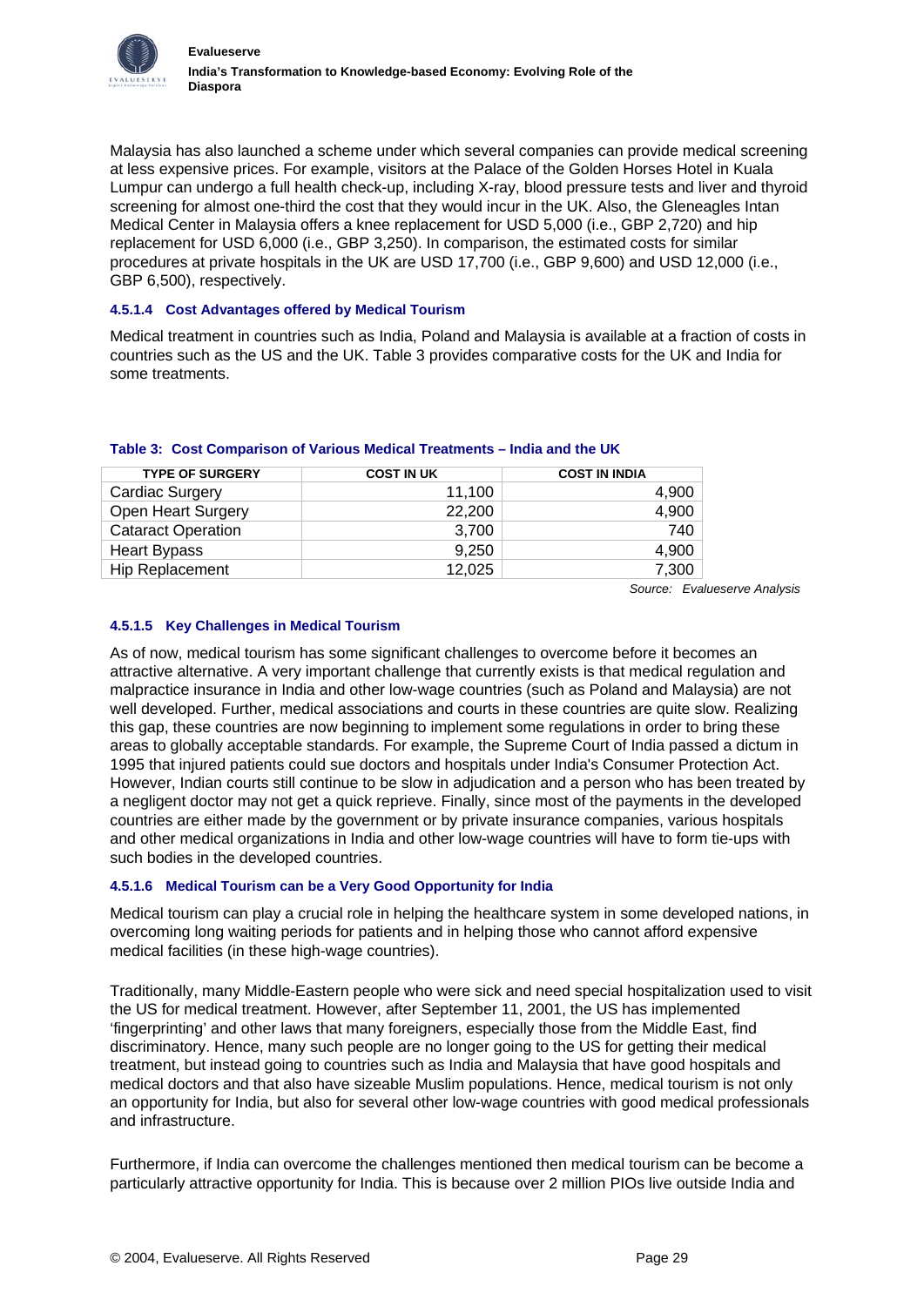Malaysia has also launched a scheme under which several companies can provide medical screening at less expensive prices. For example, visitors at the Palace of the Golden Horses Hotel in Kuala Lumpur can undergo a full health check-up, including X-ray, blood pressure tests and liver and thyroid screening for almost one-third the cost that they would incur in the UK. Also, the Gleneagles Intan Medical Center in Malaysia offers a knee replacement for USD 5,000 (i.e., GBP 2,720) and hip replacement for USD 6,000 (i.e., GBP 3,250). In comparison, the estimated costs for similar procedures at private hospitals in the UK are USD 17,700 (i.e., GBP 9,600) and USD 12,000 (i.e., GBP 6,500), respectively.

#### 4.5.1.4 Cost Advantages offered by Medical Tourism

Medical treatment in countries such as India, Poland and Malaysia is available at a fraction of costs in countries such as the US and the UK. Table 3 provides comparative costs for the UK and India for some treatments.

**Table 3: Cost Comparison of Various Medical Treatments – India and the UK**

| TYPE OF SURGERY | COST IN UK | COST IN INDIA |
|---|---:|---:|
| Cardiac Surgery | 11,100 | 4,900 |
| Open Heart Surgery | 22,200 | 4,900 |
| Cataract Operation | 3,700 | 740 |
| Heart Bypass | 9,250 | 4,900 |
| Hip Replacement | 12,025 | 7,300 |

*Source: Evalueserve Analysis*

#### 4.5.1.5 Key Challenges in Medical Tourism

As of now, medical tourism has some significant challenges to overcome before it becomes an attractive alternative. A very important challenge that currently exists is that medical regulation and malpractice insurance in India and other low-wage countries (such as Poland and Malaysia) are not well developed. Further, medical associations and courts in these countries are quite slow. Realizing this gap, these countries are now beginning to implement some regulations in order to bring these areas to globally acceptable standards. For example, the Supreme Court of India passed a dictum in 1995 that injured patients could sue doctors and hospitals under India's Consumer Protection Act. However, Indian courts still continue to be slow in adjudication and a person who has been treated by a negligent doctor may not get a quick reprieve. Finally, since most of the payments in the developed countries are either made by the government or by private insurance companies, various hospitals and other medical organizations in India and other low-wage countries will have to form tie-ups with such bodies in the developed countries.

#### 4.5.1.6 Medical Tourism can be a Very Good Opportunity for India

Medical tourism can play a crucial role in helping the healthcare system in some developed nations, in overcoming long waiting periods for patients and in helping those who cannot afford expensive medical facilities (in these high-wage countries).

Traditionally, many Middle-Eastern people who were sick and need special hospitalization used to visit the US for medical treatment. However, after September 11, 2001, the US has implemented 'fingerprinting' and other laws that many foreigners, especially those from the Middle East, find discriminatory. Hence, many such people are no longer going to the US for getting their medical treatment, but instead going to countries such as India and Malaysia that have good hospitals and medical doctors and that also have sizeable Muslim populations. Hence, medical tourism is not only an opportunity for India, but also for several other low-wage countries with good medical professionals and infrastructure.

Furthermore, if India can overcome the challenges mentioned then medical tourism can be become a particularly attractive opportunity for India. This is because over 2 million PIOs live outside India and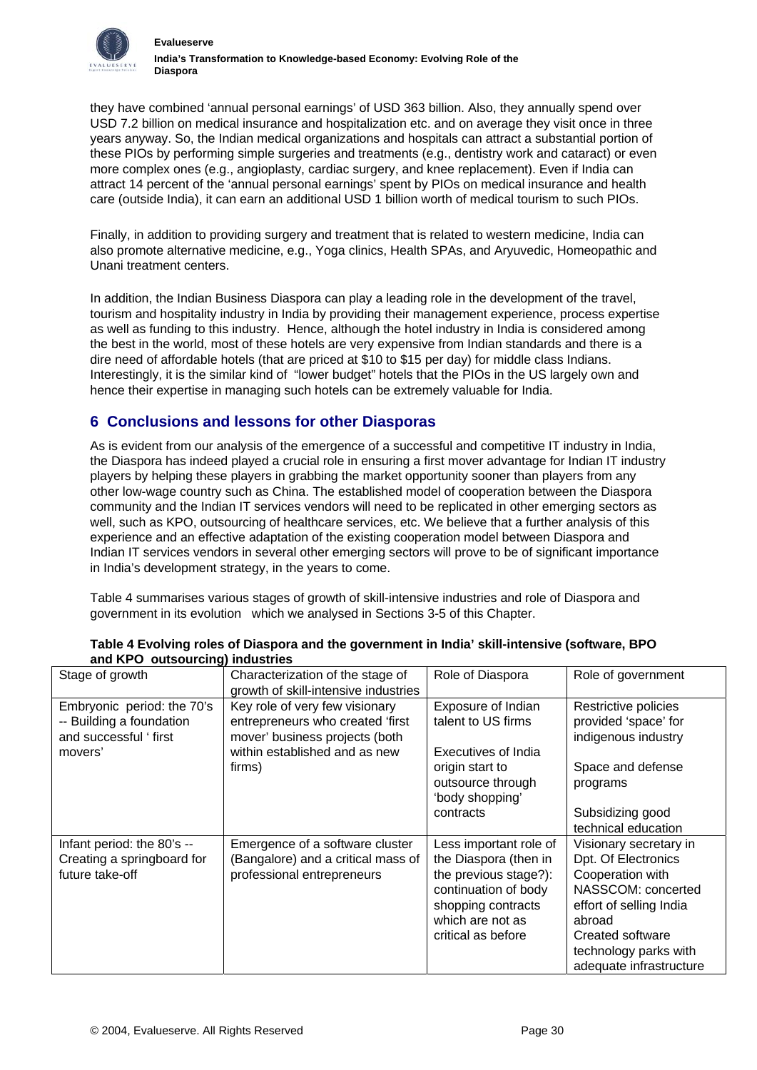they have combined 'annual personal earnings' of USD 363 billion. Also, they annually spend over USD 7.2 billion on medical insurance and hospitalization etc. and on average they visit once in three years anyway. So, the Indian medical organizations and hospitals can attract a substantial portion of these PIOs by performing simple surgeries and treatments (e.g., dentistry work and cataract) or even more complex ones (e.g., angioplasty, cardiac surgery, and knee replacement). Even if India can attract 14 percent of the 'annual personal earnings' spent by PIOs on medical insurance and health care (outside India), it can earn an additional USD 1 billion worth of medical tourism to such PIOs.

Finally, in addition to providing surgery and treatment that is related to western medicine, India can also promote alternative medicine, e.g., Yoga clinics, Health SPAs, and Aryuvedic, Homeopathic and Unani treatment centers.

In addition, the Indian Business Diaspora can play a leading role in the development of the travel, tourism and hospitality industry in India by providing their management experience, process expertise as well as funding to this industry. Hence, although the hotel industry in India is considered among the best in the world, most of these hotels are very expensive from Indian standards and there is a dire need of affordable hotels (that are priced at $10 to $15 per day) for middle class Indians. Interestingly, it is the similar kind of "lower budget" hotels that the PIOs in the US largely own and hence their expertise in managing such hotels can be extremely valuable for India.

## 6 Conclusions and lessons for other Diasporas

As is evident from our analysis of the emergence of a successful and competitive IT industry in India, the Diaspora has indeed played a crucial role in ensuring a first mover advantage for Indian IT industry players by helping these players in grabbing the market opportunity sooner than players from any other low-wage country such as China. The established model of cooperation between the Diaspora community and the Indian IT services vendors will need to be replicated in other emerging sectors as well, such as KPO, outsourcing of healthcare services, etc. We believe that a further analysis of this experience and an effective adaptation of the existing cooperation model between Diaspora and Indian IT services vendors in several other emerging sectors will prove to be of significant importance in India's development strategy, in the years to come.

Table 4 summarises various stages of growth of skill-intensive industries and role of Diaspora and government in its evolution which we analysed in Sections 3-5 of this Chapter.

**Table 4 Evolving roles of Diaspora and the government in India' skill-intensive (software, BPO and KPO outsourcing) industries**

| Stage of growth | Characterization of the stage of growth of skill-intensive industries | Role of Diaspora | Role of government |
|---|---|---|---|
| Embryonic period: the 70's -- Building a foundation and successful ' first movers' | Key role of very few visionary entrepreneurs who created 'first mover' business projects (both within established and as new firms) | Exposure of Indian talent to US firms<br><br>Executives of India origin start to outsource through 'body shopping' contracts | Restrictive policies provided 'space' for indigenous industry<br><br>Space and defense programs<br><br>Subsidizing good technical education |
| Infant period: the 80's -- Creating a springboard for future take-off | Emergence of a software cluster (Bangalore) and a critical mass of professional entrepreneurs | Less important role of the Diaspora (then in the previous stage?): continuation of body shopping contracts which are not as critical as before | Visionary secretary in Dpt. Of Electronics<br>Cooperation with NASSCOM: concerted effort of selling India abroad<br>Created software technology parks with adequate infrastructure |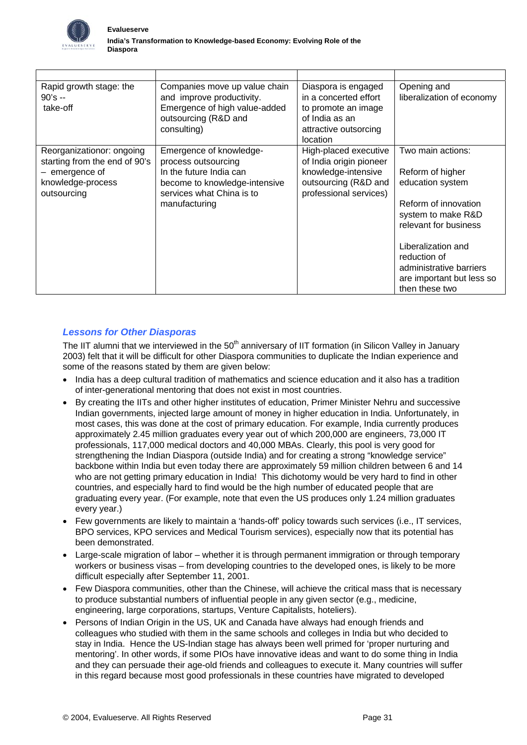| | | | |
|---|---|---|---|
| Rapid growth stage: the 90's -- take-off | Companies move up value chain and improve productivity. Emergence of high value-added outsourcing (R&D and consulting) | Diaspora is engaged in a concerted effort to promote an image of India as an attractive outsourcing location | Opening and liberalization of economy |
| Reorganizationor: ongoing starting from the end of 90's – emergence of knowledge-process outsourcing | Emergence of knowledge-process outsourcing In the future India can become to knowledge-intensive services what China is to manufacturing | High-placed executive of India origin pioneer knowledge-intensive outsourcing (R&D and professional services) | Two main actions: Reform of higher education system Reform of innovation system to make R&D relevant for business Liberalization and reduction of administrative barriers are important but less so then these two |

### *Lessons for Other Diasporas*

The IIT alumni that we interviewed in the 50th anniversary of IIT formation (in Silicon Valley in January 2003) felt that it will be difficult for other Diaspora communities to duplicate the Indian experience and some of the reasons stated by them are given below:

- India has a deep cultural tradition of mathematics and science education and it also has a tradition of inter-generational mentoring that does not exist in most countries.
- By creating the IITs and other higher institutes of education, Primer Minister Nehru and successive Indian governments, injected large amount of money in higher education in India. Unfortunately, in most cases, this was done at the cost of primary education. For example, India currently produces approximately 2.45 million graduates every year out of which 200,000 are engineers, 73,000 IT professionals, 117,000 medical doctors and 40,000 MBAs. Clearly, this pool is very good for strengthening the Indian Diaspora (outside India) and for creating a strong "knowledge service" backbone within India but even today there are approximately 59 million children between 6 and 14 who are not getting primary education in India! This dichotomy would be very hard to find in other countries, and especially hard to find would be the high number of educated people that are graduating every year. (For example, note that even the US produces only 1.24 million graduates every year.)
- Few governments are likely to maintain a 'hands-off' policy towards such services (i.e., IT services, BPO services, KPO services and Medical Tourism services), especially now that its potential has been demonstrated.
- Large-scale migration of labor – whether it is through permanent immigration or through temporary workers or business visas – from developing countries to the developed ones, is likely to be more difficult especially after September 11, 2001.
- Few Diaspora communities, other than the Chinese, will achieve the critical mass that is necessary to produce substantial numbers of influential people in any given sector (e.g., medicine, engineering, large corporations, startups, Venture Capitalists, hoteliers).
- Persons of Indian Origin in the US, UK and Canada have always had enough friends and colleagues who studied with them in the same schools and colleges in India but who decided to stay in India. Hence the US-Indian stage has always been well primed for 'proper nurturing and mentoring'. In other words, if some PIOs have innovative ideas and want to do some thing in India and they can persuade their age-old friends and colleagues to execute it. Many countries will suffer in this regard because most good professionals in these countries have migrated to developed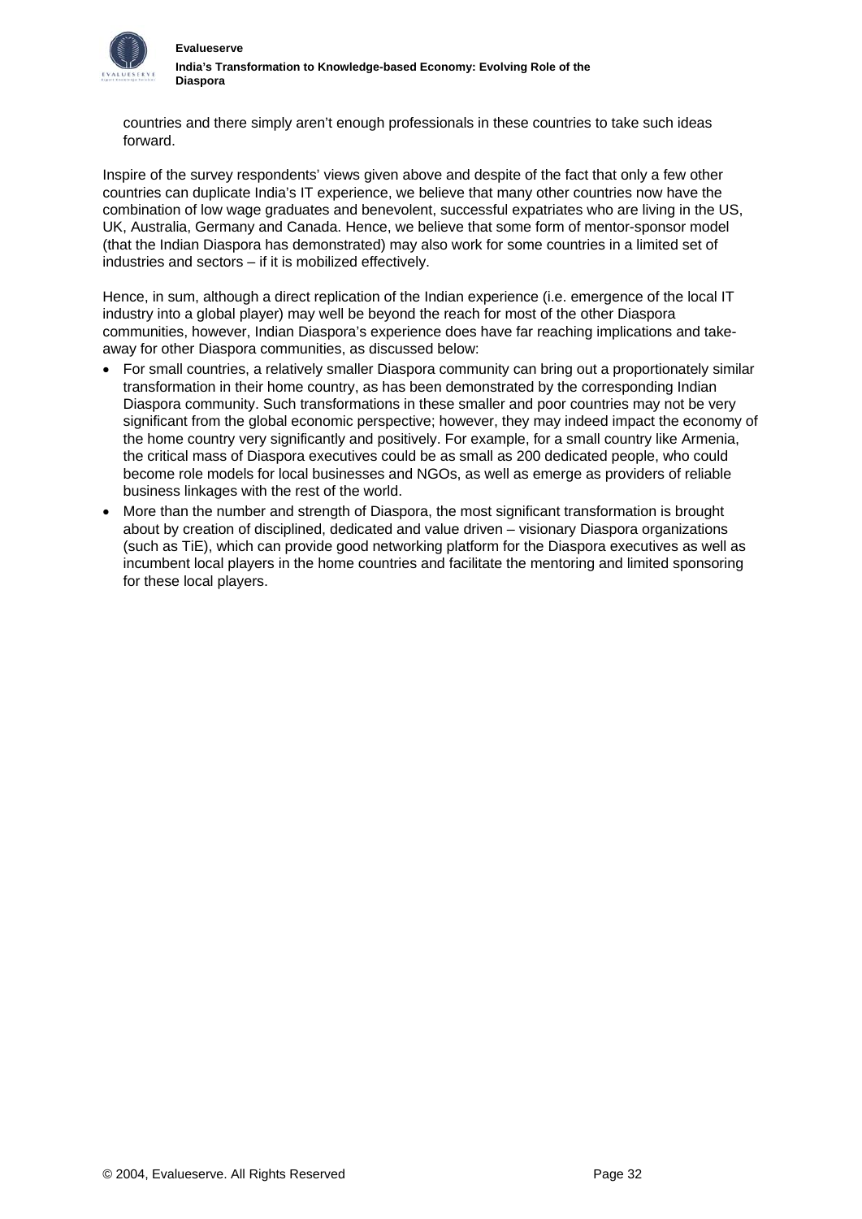countries and there simply aren't enough professionals in these countries to take such ideas forward.

Inspire of the survey respondents' views given above and despite of the fact that only a few other countries can duplicate India's IT experience, we believe that many other countries now have the combination of low wage graduates and benevolent, successful expatriates who are living in the US, UK, Australia, Germany and Canada. Hence, we believe that some form of mentor-sponsor model (that the Indian Diaspora has demonstrated) may also work for some countries in a limited set of industries and sectors – if it is mobilized effectively.

Hence, in sum, although a direct replication of the Indian experience (i.e. emergence of the local IT industry into a global player) may well be beyond the reach for most of the other Diaspora communities, however, Indian Diaspora's experience does have far reaching implications and take-away for other Diaspora communities, as discussed below:

- For small countries, a relatively smaller Diaspora community can bring out a proportionately similar transformation in their home country, as has been demonstrated by the corresponding Indian Diaspora community. Such transformations in these smaller and poor countries may not be very significant from the global economic perspective; however, they may indeed impact the economy of the home country very significantly and positively. For example, for a small country like Armenia, the critical mass of Diaspora executives could be as small as 200 dedicated people, who could become role models for local businesses and NGOs, as well as emerge as providers of reliable business linkages with the rest of the world.
- More than the number and strength of Diaspora, the most significant transformation is brought about by creation of disciplined, dedicated and value driven – visionary Diaspora organizations (such as TiE), which can provide good networking platform for the Diaspora executives as well as incumbent local players in the home countries and facilitate the mentoring and limited sponsoring for these local players.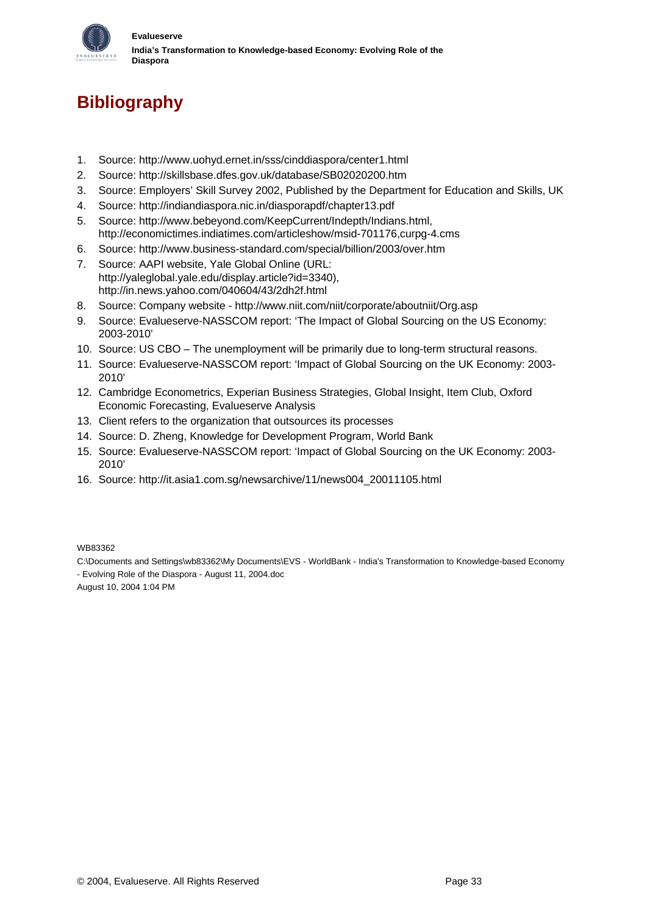# Bibliography

1. Source: http://www.uohyd.ernet.in/sss/cinddiaspora/center1.html
2. Source: http://skillsbase.dfes.gov.uk/database/SB02020200.htm
3. Source: Employers' Skill Survey 2002, Published by the Department for Education and Skills, UK
4. Source: http://indiandiaspora.nic.in/diasporapdf/chapter13.pdf
5. Source: http://www.bebeyond.com/KeepCurrent/Indepth/Indians.html, http://economictimes.indiatimes.com/articleshow/msid-701176,curpg-4.cms
6. Source: http://www.business-standard.com/special/billion/2003/over.htm
7. Source: AAPI website, Yale Global Online (URL: http://yaleglobal.yale.edu/display.article?id=3340), http://in.news.yahoo.com/040604/43/2dh2f.html
8. Source: Company website - http://www.niit.com/niit/corporate/aboutniit/Org.asp
9. Source: Evalueserve-NASSCOM report: 'The Impact of Global Sourcing on the US Economy: 2003-2010'
10. Source: US CBO – The unemployment will be primarily due to long-term structural reasons.
11. Source: Evalueserve-NASSCOM report: 'Impact of Global Sourcing on the UK Economy: 2003-2010'
12. Cambridge Econometrics, Experian Business Strategies, Global Insight, Item Club, Oxford Economic Forecasting, Evalueserve Analysis
13. Client refers to the organization that outsources its processes
14. Source: D. Zheng, Knowledge for Development Program, World Bank
15. Source: Evalueserve-NASSCOM report: 'Impact of Global Sourcing on the UK Economy: 2003-2010'
16. Source: http://it.asia1.com.sg/newsarchive/11/news004_20011105.html

WB83362

C:\Documents and Settings\wb83362\My Documents\EVS - WorldBank - India's Transformation to Knowledge-based Economy - Evolving Role of the Diaspora - August 11, 2004.doc

August 10, 2004 1:04 PM